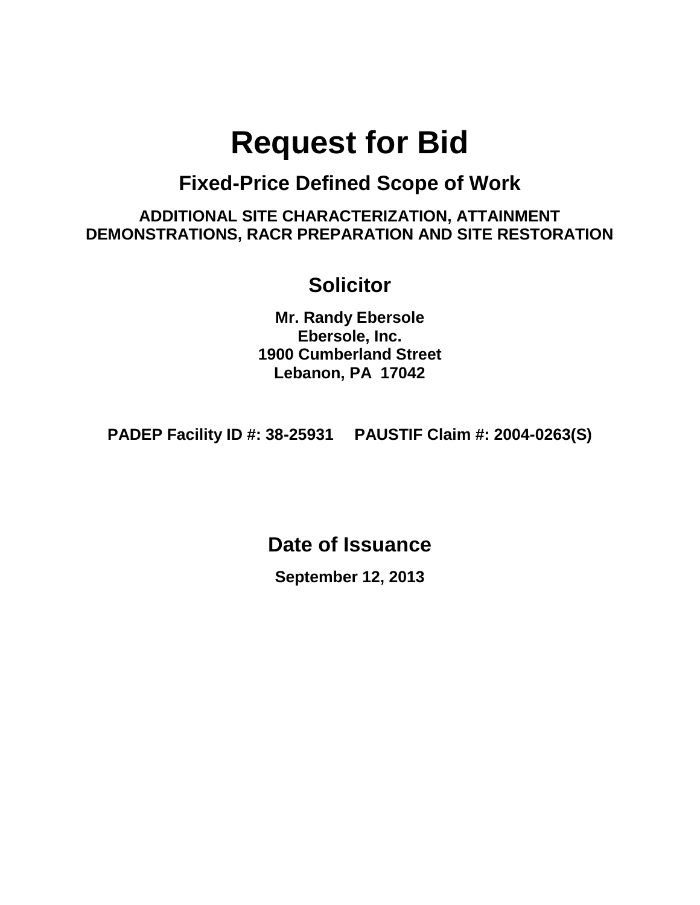# Request for Bid

## Fixed-Price Defined Scope of Work

**ADDITIONAL SITE CHARACTERIZATION, ATTAINMENT DEMONSTRATIONS, RACR PREPARATION AND SITE RESTORATION**

## Solicitor

**Mr. Randy Ebersole**
**Ebersole, Inc.**
**1900 Cumberland Street**
**Lebanon, PA 17042**

**PADEP Facility ID #: 38-25931 PAUSTIF Claim #: 2004-0263(S)**

## Date of Issuance

**September 12, 2013**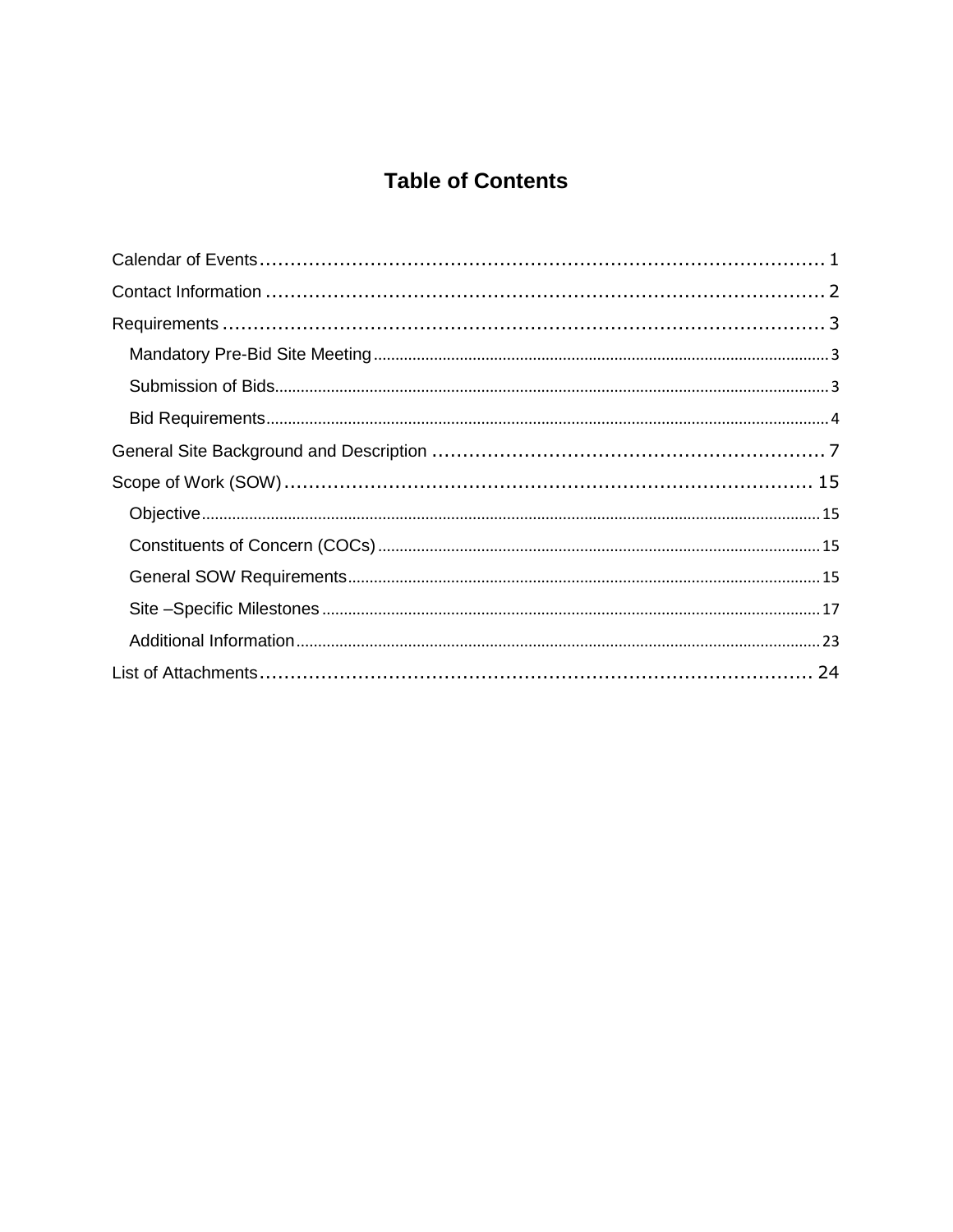# Table of Contents

- Calendar of Events ........ 1
- Contact Information ........ 2
- Requirements ........ 3
  - Mandatory Pre-Bid Site Meeting ........ 3
  - Submission of Bids ........ 3
  - Bid Requirements ........ 4
- General Site Background and Description ........ 7
- Scope of Work (SOW) ........ 15
  - Objective ........ 15
  - Constituents of Concern (COCs) ........ 15
  - General SOW Requirements ........ 15
  - Site –Specific Milestones ........ 17
  - Additional Information ........ 23
- List of Attachments ........ 24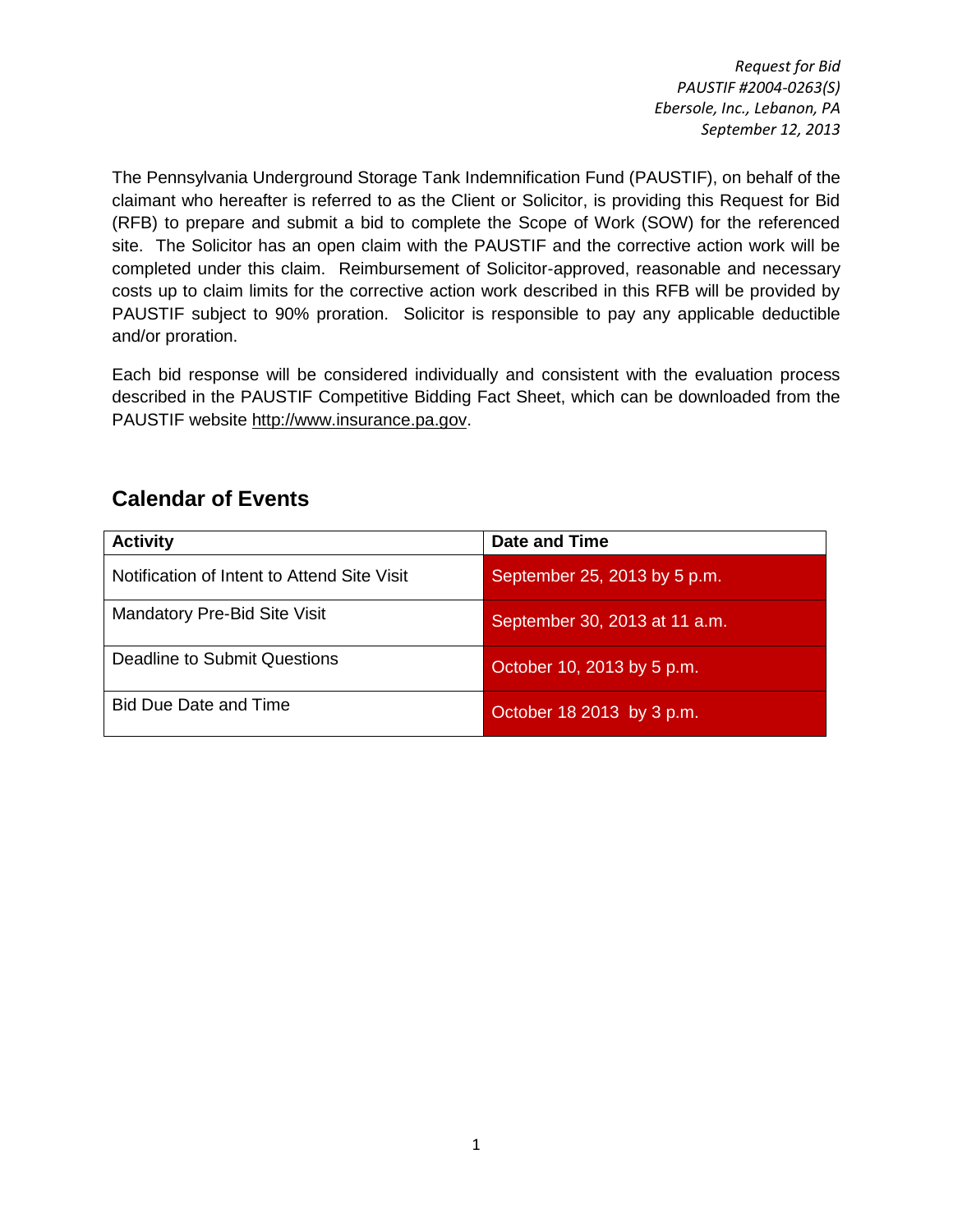*Request for Bid*
*PAUSTIF #2004-0263(S)*
*Ebersole, Inc., Lebanon, PA*
*September 12, 2013*

The Pennsylvania Underground Storage Tank Indemnification Fund (PAUSTIF), on behalf of the claimant who hereafter is referred to as the Client or Solicitor, is providing this Request for Bid (RFB) to prepare and submit a bid to complete the Scope of Work (SOW) for the referenced site. The Solicitor has an open claim with the PAUSTIF and the corrective action work will be completed under this claim. Reimbursement of Solicitor-approved, reasonable and necessary costs up to claim limits for the corrective action work described in this RFB will be provided by PAUSTIF subject to 90% proration. Solicitor is responsible to pay any applicable deductible and/or proration.

Each bid response will be considered individually and consistent with the evaluation process described in the PAUSTIF Competitive Bidding Fact Sheet, which can be downloaded from the PAUSTIF website http://www.insurance.pa.gov.

## Calendar of Events

| Activity | Date and Time |
|---|---|
| Notification of Intent to Attend Site Visit | September 25, 2013 by 5 p.m. |
| Mandatory Pre-Bid Site Visit | September 30, 2013 at 11 a.m. |
| Deadline to Submit Questions | October 10, 2013 by 5 p.m. |
| Bid Due Date and Time | October 18 2013 by 3 p.m. |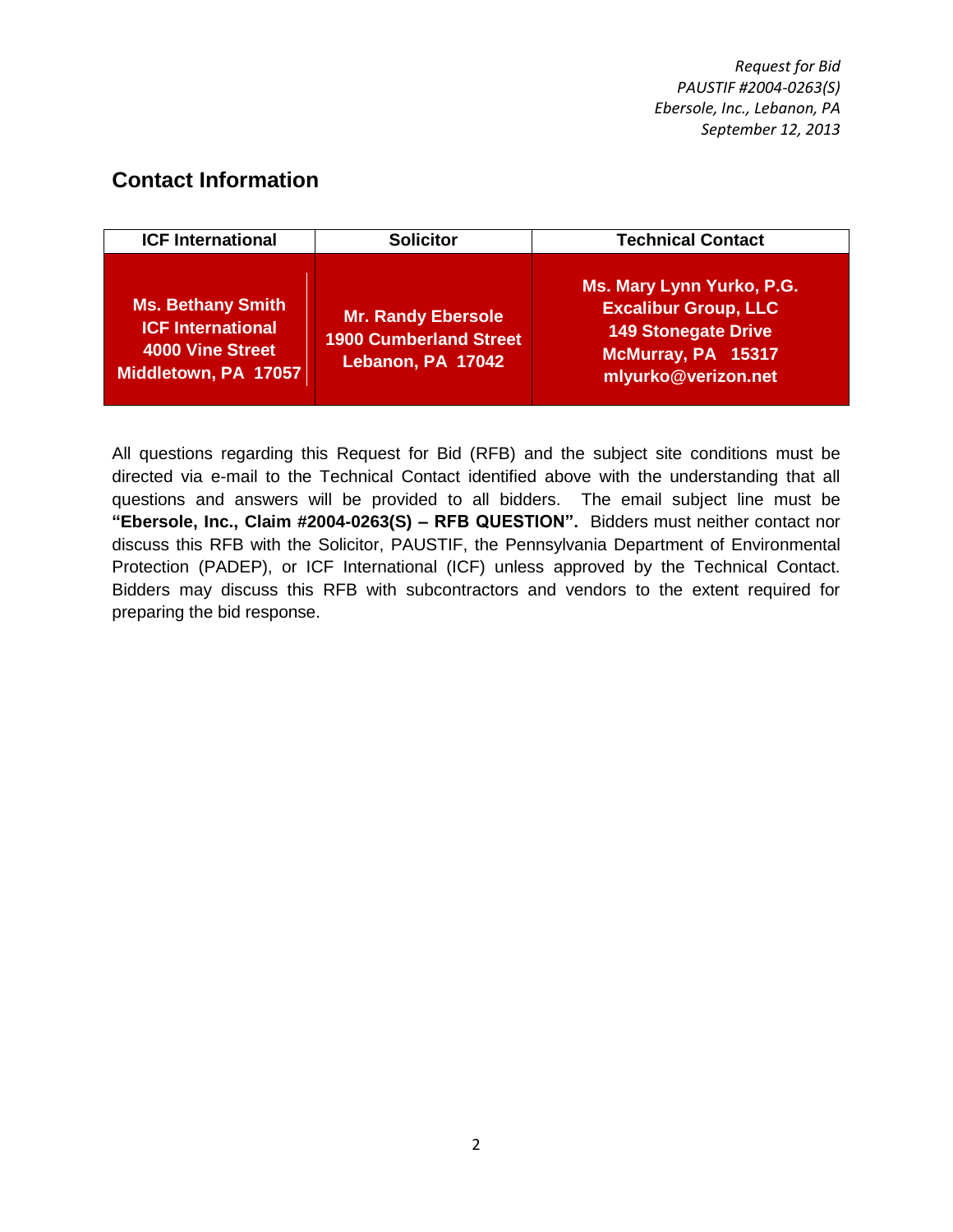## Contact Information

| ICF International | Solicitor | Technical Contact |
|---|---|---|
| **Ms. Bethany Smith**<br>**ICF International**<br>**4000 Vine Street**<br>**Middletown, PA 17057** | **Mr. Randy Ebersole**<br>**1900 Cumberland Street**<br>**Lebanon, PA 17042** | **Ms. Mary Lynn Yurko, P.G.**<br>**Excalibur Group, LLC**<br>**149 Stonegate Drive**<br>**McMurray, PA 15317**<br>**mlyurko@verizon.net** |

All questions regarding this Request for Bid (RFB) and the subject site conditions must be directed via e-mail to the Technical Contact identified above with the understanding that all questions and answers will be provided to all bidders. The email subject line must be **"Ebersole, Inc., Claim #2004-0263(S) – RFB QUESTION".** Bidders must neither contact nor discuss this RFB with the Solicitor, PAUSTIF, the Pennsylvania Department of Environmental Protection (PADEP), or ICF International (ICF) unless approved by the Technical Contact. Bidders may discuss this RFB with subcontractors and vendors to the extent required for preparing the bid response.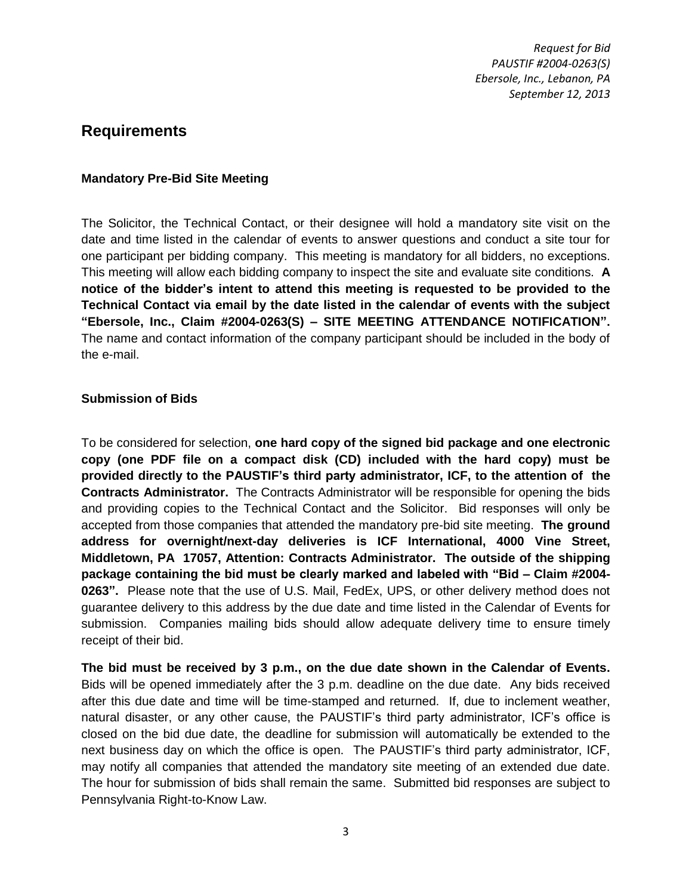## Requirements

### Mandatory Pre-Bid Site Meeting

The Solicitor, the Technical Contact, or their designee will hold a mandatory site visit on the date and time listed in the calendar of events to answer questions and conduct a site tour for one participant per bidding company. This meeting is mandatory for all bidders, no exceptions. This meeting will allow each bidding company to inspect the site and evaluate site conditions. **A notice of the bidder's intent to attend this meeting is requested to be provided to the Technical Contact via email by the date listed in the calendar of events with the subject "Ebersole, Inc., Claim #2004-0263(S) – SITE MEETING ATTENDANCE NOTIFICATION".** The name and contact information of the company participant should be included in the body of the e-mail.

### Submission of Bids

To be considered for selection, **one hard copy of the signed bid package and one electronic copy (one PDF file on a compact disk (CD) included with the hard copy) must be provided directly to the PAUSTIF's third party administrator, ICF, to the attention of the Contracts Administrator.** The Contracts Administrator will be responsible for opening the bids and providing copies to the Technical Contact and the Solicitor. Bid responses will only be accepted from those companies that attended the mandatory pre-bid site meeting. **The ground address for overnight/next-day deliveries is ICF International, 4000 Vine Street, Middletown, PA 17057, Attention: Contracts Administrator. The outside of the shipping package containing the bid must be clearly marked and labeled with "Bid – Claim #2004-0263".** Please note that the use of U.S. Mail, FedEx, UPS, or other delivery method does not guarantee delivery to this address by the due date and time listed in the Calendar of Events for submission. Companies mailing bids should allow adequate delivery time to ensure timely receipt of their bid.

**The bid must be received by 3 p.m., on the due date shown in the Calendar of Events.** Bids will be opened immediately after the 3 p.m. deadline on the due date. Any bids received after this due date and time will be time-stamped and returned. If, due to inclement weather, natural disaster, or any other cause, the PAUSTIF's third party administrator, ICF's office is closed on the bid due date, the deadline for submission will automatically be extended to the next business day on which the office is open. The PAUSTIF's third party administrator, ICF, may notify all companies that attended the mandatory site meeting of an extended due date. The hour for submission of bids shall remain the same. Submitted bid responses are subject to Pennsylvania Right-to-Know Law.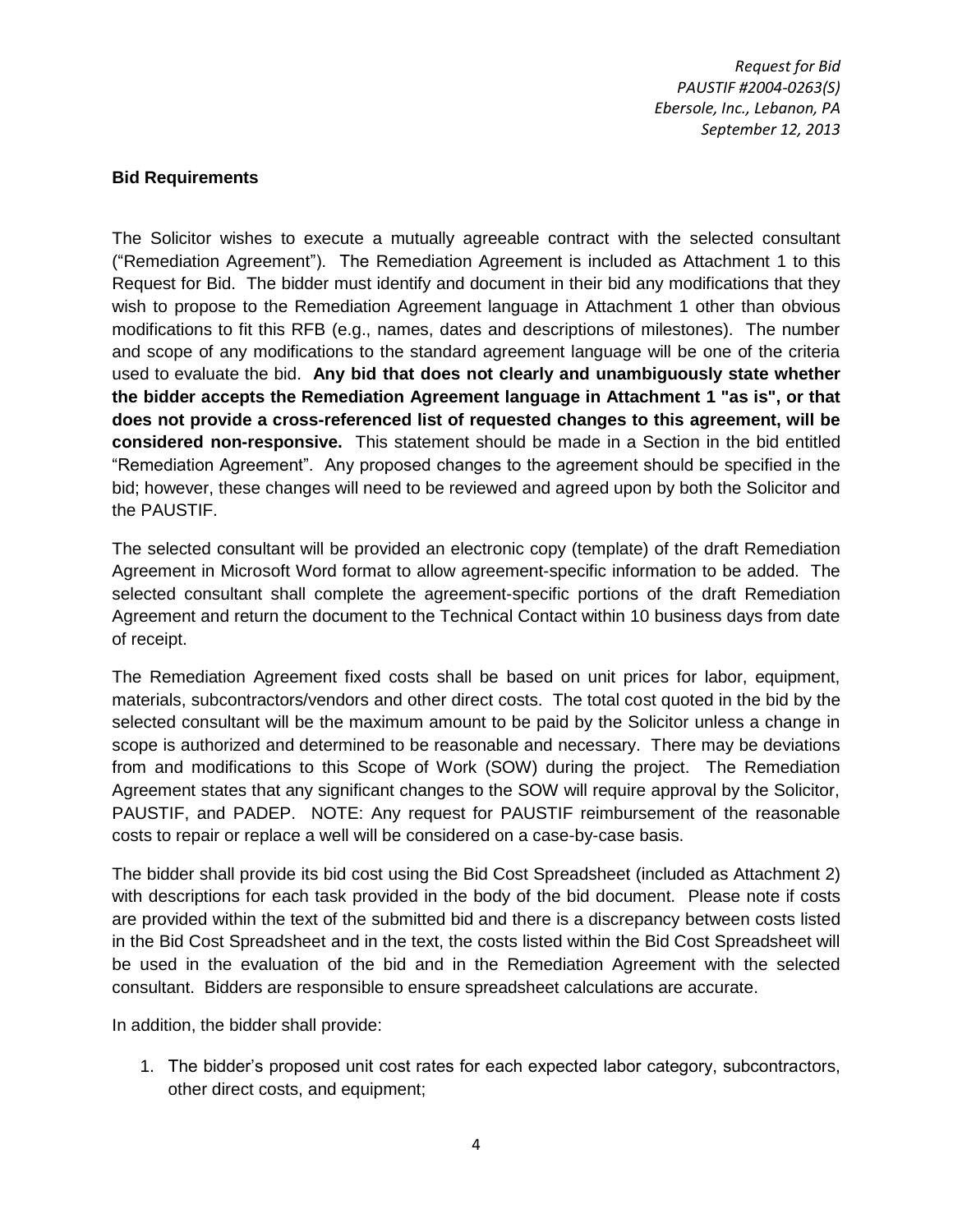### Bid Requirements

The Solicitor wishes to execute a mutually agreeable contract with the selected consultant ("Remediation Agreement"). The Remediation Agreement is included as Attachment 1 to this Request for Bid. The bidder must identify and document in their bid any modifications that they wish to propose to the Remediation Agreement language in Attachment 1 other than obvious modifications to fit this RFB (e.g., names, dates and descriptions of milestones). The number and scope of any modifications to the standard agreement language will be one of the criteria used to evaluate the bid. **Any bid that does not clearly and unambiguously state whether the bidder accepts the Remediation Agreement language in Attachment 1 "as is", or that does not provide a cross-referenced list of requested changes to this agreement, will be considered non-responsive.** This statement should be made in a Section in the bid entitled "Remediation Agreement". Any proposed changes to the agreement should be specified in the bid; however, these changes will need to be reviewed and agreed upon by both the Solicitor and the PAUSTIF.

The selected consultant will be provided an electronic copy (template) of the draft Remediation Agreement in Microsoft Word format to allow agreement-specific information to be added. The selected consultant shall complete the agreement-specific portions of the draft Remediation Agreement and return the document to the Technical Contact within 10 business days from date of receipt.

The Remediation Agreement fixed costs shall be based on unit prices for labor, equipment, materials, subcontractors/vendors and other direct costs. The total cost quoted in the bid by the selected consultant will be the maximum amount to be paid by the Solicitor unless a change in scope is authorized and determined to be reasonable and necessary. There may be deviations from and modifications to this Scope of Work (SOW) during the project. The Remediation Agreement states that any significant changes to the SOW will require approval by the Solicitor, PAUSTIF, and PADEP. NOTE: Any request for PAUSTIF reimbursement of the reasonable costs to repair or replace a well will be considered on a case-by-case basis.

The bidder shall provide its bid cost using the Bid Cost Spreadsheet (included as Attachment 2) with descriptions for each task provided in the body of the bid document. Please note if costs are provided within the text of the submitted bid and there is a discrepancy between costs listed in the Bid Cost Spreadsheet and in the text, the costs listed within the Bid Cost Spreadsheet will be used in the evaluation of the bid and in the Remediation Agreement with the selected consultant. Bidders are responsible to ensure spreadsheet calculations are accurate.

In addition, the bidder shall provide:

1. The bidder's proposed unit cost rates for each expected labor category, subcontractors, other direct costs, and equipment;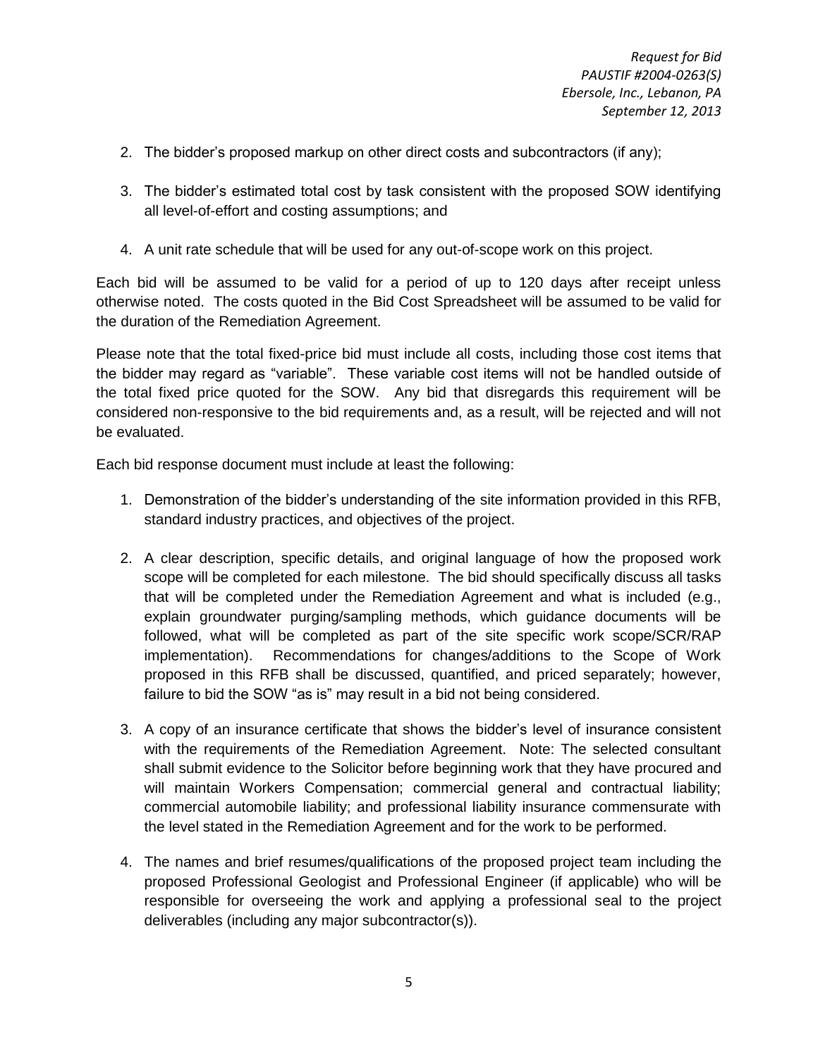2. The bidder's proposed markup on other direct costs and subcontractors (if any);

3. The bidder's estimated total cost by task consistent with the proposed SOW identifying all level-of-effort and costing assumptions; and

4. A unit rate schedule that will be used for any out-of-scope work on this project.

Each bid will be assumed to be valid for a period of up to 120 days after receipt unless otherwise noted. The costs quoted in the Bid Cost Spreadsheet will be assumed to be valid for the duration of the Remediation Agreement.

Please note that the total fixed-price bid must include all costs, including those cost items that the bidder may regard as "variable". These variable cost items will not be handled outside of the total fixed price quoted for the SOW. Any bid that disregards this requirement will be considered non-responsive to the bid requirements and, as a result, will be rejected and will not be evaluated.

Each bid response document must include at least the following:

1. Demonstration of the bidder's understanding of the site information provided in this RFB, standard industry practices, and objectives of the project.

2. A clear description, specific details, and original language of how the proposed work scope will be completed for each milestone. The bid should specifically discuss all tasks that will be completed under the Remediation Agreement and what is included (e.g., explain groundwater purging/sampling methods, which guidance documents will be followed, what will be completed as part of the site specific work scope/SCR/RAP implementation). Recommendations for changes/additions to the Scope of Work proposed in this RFB shall be discussed, quantified, and priced separately; however, failure to bid the SOW "as is" may result in a bid not being considered.

3. A copy of an insurance certificate that shows the bidder's level of insurance consistent with the requirements of the Remediation Agreement. Note: The selected consultant shall submit evidence to the Solicitor before beginning work that they have procured and will maintain Workers Compensation; commercial general and contractual liability; commercial automobile liability; and professional liability insurance commensurate with the level stated in the Remediation Agreement and for the work to be performed.

4. The names and brief resumes/qualifications of the proposed project team including the proposed Professional Geologist and Professional Engineer (if applicable) who will be responsible for overseeing the work and applying a professional seal to the project deliverables (including any major subcontractor(s)).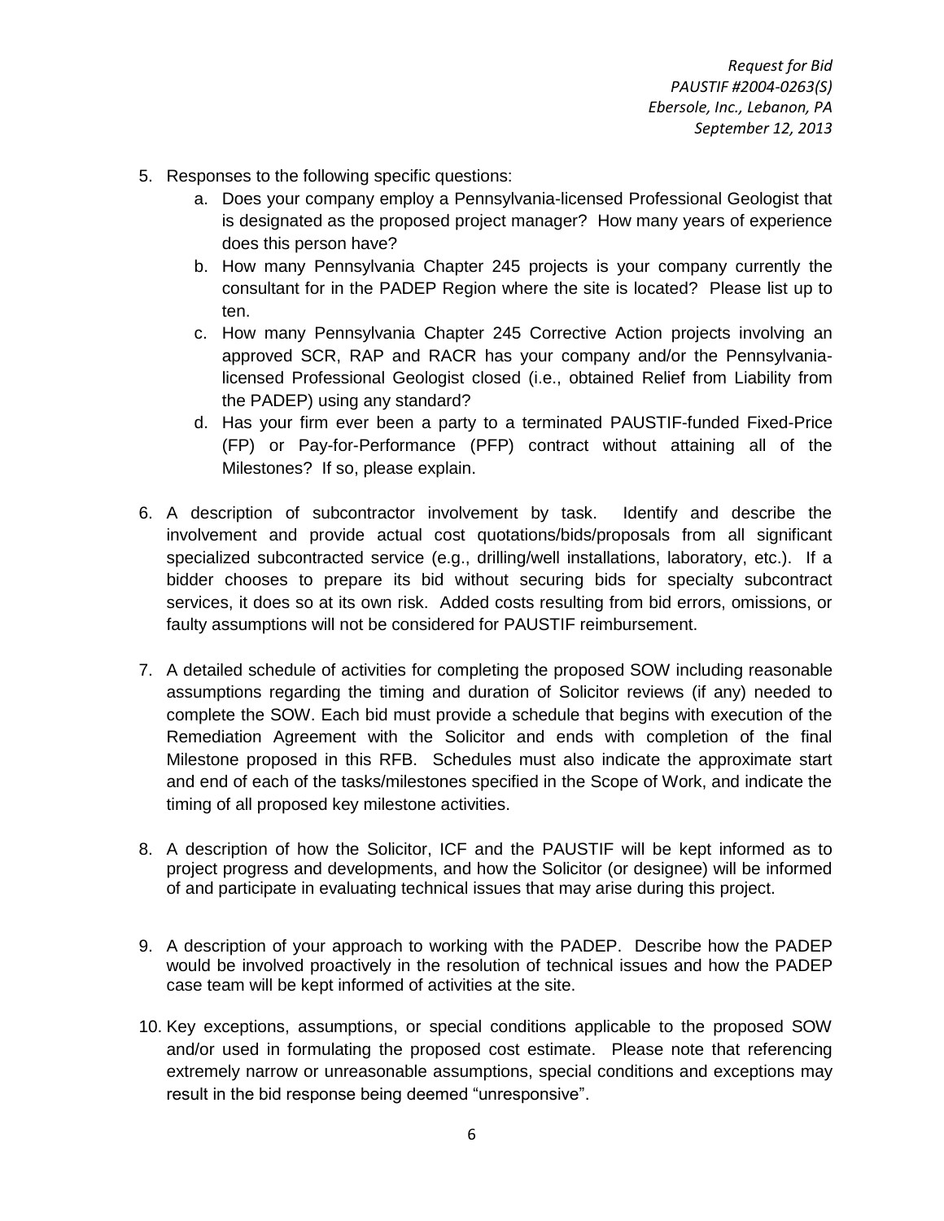5. Responses to the following specific questions:
   a. Does your company employ a Pennsylvania-licensed Professional Geologist that is designated as the proposed project manager? How many years of experience does this person have?
   b. How many Pennsylvania Chapter 245 projects is your company currently the consultant for in the PADEP Region where the site is located? Please list up to ten.
   c. How many Pennsylvania Chapter 245 Corrective Action projects involving an approved SCR, RAP and RACR has your company and/or the Pennsylvania-licensed Professional Geologist closed (i.e., obtained Relief from Liability from the PADEP) using any standard?
   d. Has your firm ever been a party to a terminated PAUSTIF-funded Fixed-Price (FP) or Pay-for-Performance (PFP) contract without attaining all of the Milestones? If so, please explain.

6. A description of subcontractor involvement by task. Identify and describe the involvement and provide actual cost quotations/bids/proposals from all significant specialized subcontracted service (e.g., drilling/well installations, laboratory, etc.). If a bidder chooses to prepare its bid without securing bids for specialty subcontract services, it does so at its own risk. Added costs resulting from bid errors, omissions, or faulty assumptions will not be considered for PAUSTIF reimbursement.

7. A detailed schedule of activities for completing the proposed SOW including reasonable assumptions regarding the timing and duration of Solicitor reviews (if any) needed to complete the SOW. Each bid must provide a schedule that begins with execution of the Remediation Agreement with the Solicitor and ends with completion of the final Milestone proposed in this RFB. Schedules must also indicate the approximate start and end of each of the tasks/milestones specified in the Scope of Work, and indicate the timing of all proposed key milestone activities.

8. A description of how the Solicitor, ICF and the PAUSTIF will be kept informed as to project progress and developments, and how the Solicitor (or designee) will be informed of and participate in evaluating technical issues that may arise during this project.

9. A description of your approach to working with the PADEP. Describe how the PADEP would be involved proactively in the resolution of technical issues and how the PADEP case team will be kept informed of activities at the site.

10. Key exceptions, assumptions, or special conditions applicable to the proposed SOW and/or used in formulating the proposed cost estimate. Please note that referencing extremely narrow or unreasonable assumptions, special conditions and exceptions may result in the bid response being deemed "unresponsive".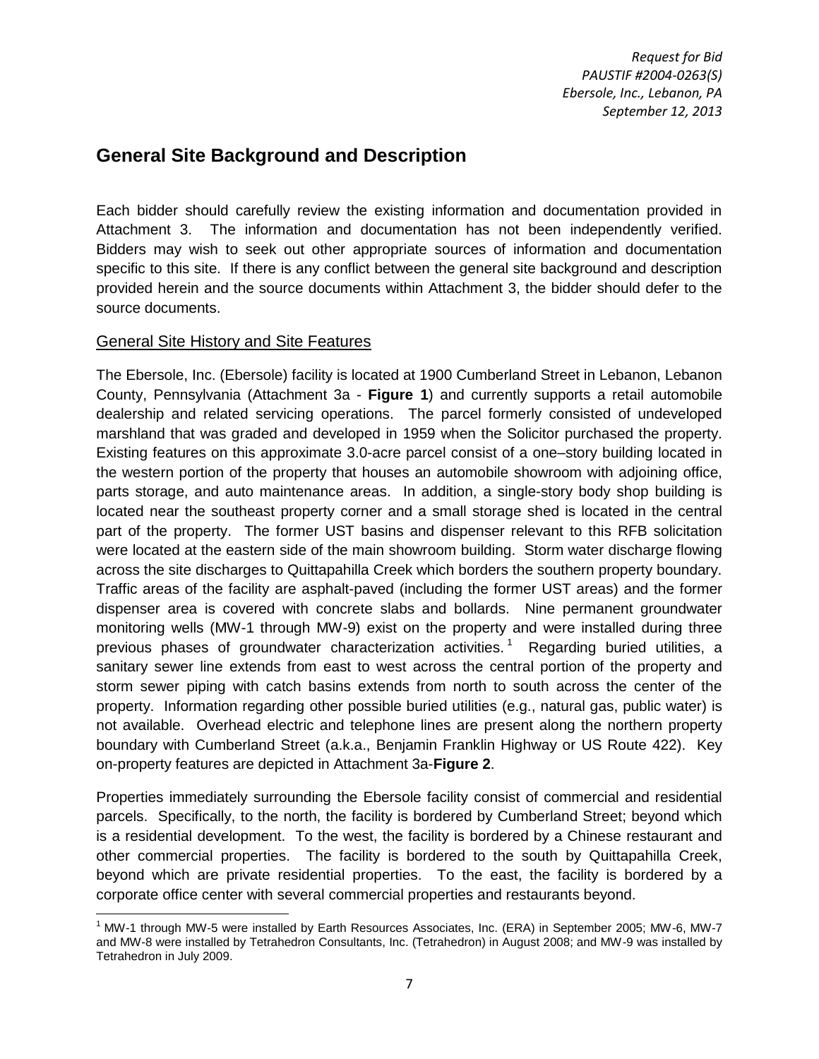# General Site Background and Description

Each bidder should carefully review the existing information and documentation provided in Attachment 3. The information and documentation has not been independently verified. Bidders may wish to seek out other appropriate sources of information and documentation specific to this site. If there is any conflict between the general site background and description provided herein and the source documents within Attachment 3, the bidder should defer to the source documents.

## General Site History and Site Features

The Ebersole, Inc. (Ebersole) facility is located at 1900 Cumberland Street in Lebanon, Lebanon County, Pennsylvania (Attachment 3a - **Figure 1**) and currently supports a retail automobile dealership and related servicing operations. The parcel formerly consisted of undeveloped marshland that was graded and developed in 1959 when the Solicitor purchased the property. Existing features on this approximate 3.0-acre parcel consist of a one–story building located in the western portion of the property that houses an automobile showroom with adjoining office, parts storage, and auto maintenance areas. In addition, a single-story body shop building is located near the southeast property corner and a small storage shed is located in the central part of the property. The former UST basins and dispenser relevant to this RFB solicitation were located at the eastern side of the main showroom building. Storm water discharge flowing across the site discharges to Quittapahilla Creek which borders the southern property boundary. Traffic areas of the facility are asphalt-paved (including the former UST areas) and the former dispenser area is covered with concrete slabs and bollards. Nine permanent groundwater monitoring wells (MW-1 through MW-9) exist on the property and were installed during three previous phases of groundwater characterization activities.[1] Regarding buried utilities, a sanitary sewer line extends from east to west across the central portion of the property and storm sewer piping with catch basins extends from north to south across the center of the property. Information regarding other possible buried utilities (e.g., natural gas, public water) is not available. Overhead electric and telephone lines are present along the northern property boundary with Cumberland Street (a.k.a., Benjamin Franklin Highway or US Route 422). Key on-property features are depicted in Attachment 3a-**Figure 2**.

Properties immediately surrounding the Ebersole facility consist of commercial and residential parcels. Specifically, to the north, the facility is bordered by Cumberland Street; beyond which is a residential development. To the west, the facility is bordered by a Chinese restaurant and other commercial properties. The facility is bordered to the south by Quittapahilla Creek, beyond which are private residential properties. To the east, the facility is bordered by a corporate office center with several commercial properties and restaurants beyond.

[1] MW-1 through MW-5 were installed by Earth Resources Associates, Inc. (ERA) in September 2005; MW-6, MW-7 and MW-8 were installed by Tetrahedron Consultants, Inc. (Tetrahedron) in August 2008; and MW-9 was installed by Tetrahedron in July 2009.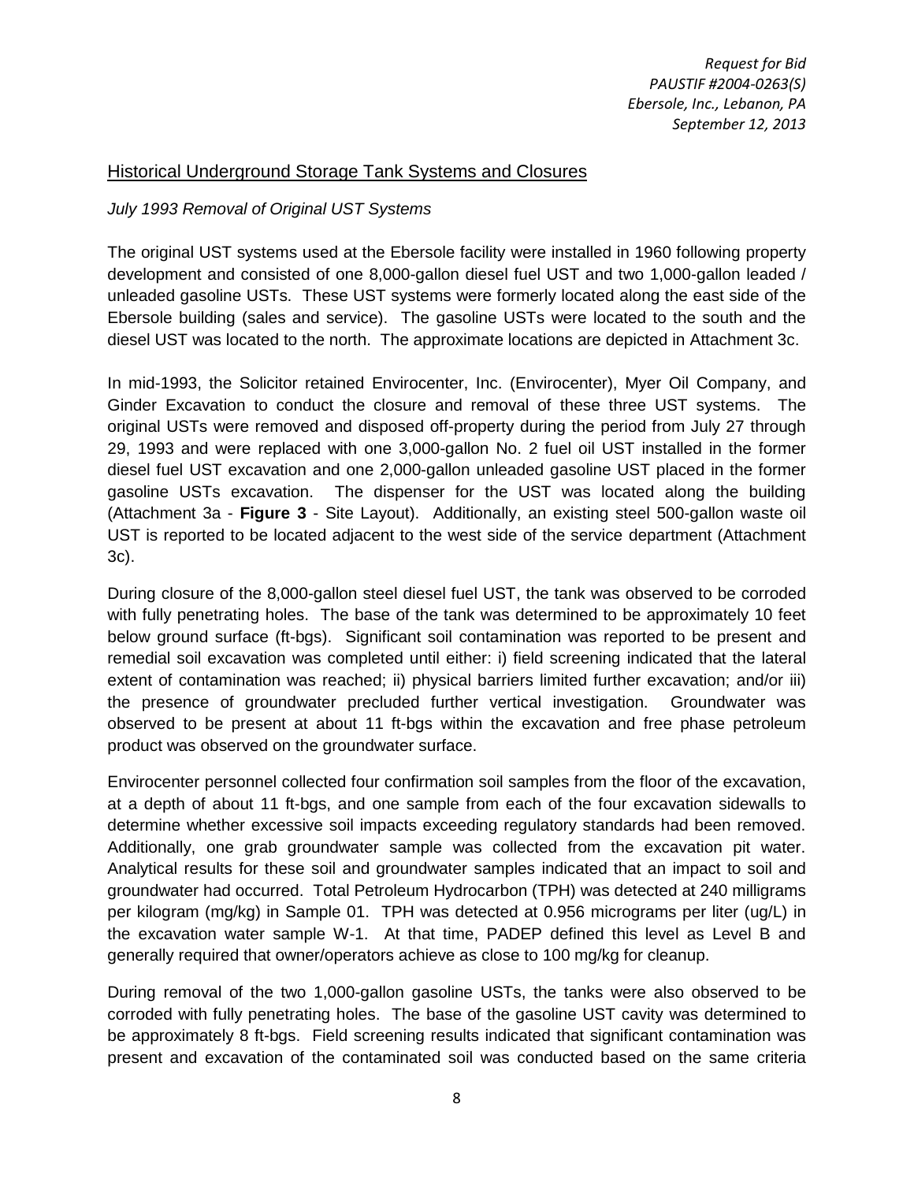## Historical Underground Storage Tank Systems and Closures

*July 1993 Removal of Original UST Systems*

The original UST systems used at the Ebersole facility were installed in 1960 following property development and consisted of one 8,000-gallon diesel fuel UST and two 1,000-gallon leaded / unleaded gasoline USTs. These UST systems were formerly located along the east side of the Ebersole building (sales and service). The gasoline USTs were located to the south and the diesel UST was located to the north. The approximate locations are depicted in Attachment 3c.

In mid-1993, the Solicitor retained Envirocenter, Inc. (Envirocenter), Myer Oil Company, and Ginder Excavation to conduct the closure and removal of these three UST systems. The original USTs were removed and disposed off-property during the period from July 27 through 29, 1993 and were replaced with one 3,000-gallon No. 2 fuel oil UST installed in the former diesel fuel UST excavation and one 2,000-gallon unleaded gasoline UST placed in the former gasoline USTs excavation. The dispenser for the UST was located along the building (Attachment 3a - **Figure 3** - Site Layout). Additionally, an existing steel 500-gallon waste oil UST is reported to be located adjacent to the west side of the service department (Attachment 3c).

During closure of the 8,000-gallon steel diesel fuel UST, the tank was observed to be corroded with fully penetrating holes. The base of the tank was determined to be approximately 10 feet below ground surface (ft-bgs). Significant soil contamination was reported to be present and remedial soil excavation was completed until either: i) field screening indicated that the lateral extent of contamination was reached; ii) physical barriers limited further excavation; and/or iii) the presence of groundwater precluded further vertical investigation. Groundwater was observed to be present at about 11 ft-bgs within the excavation and free phase petroleum product was observed on the groundwater surface.

Envirocenter personnel collected four confirmation soil samples from the floor of the excavation, at a depth of about 11 ft-bgs, and one sample from each of the four excavation sidewalls to determine whether excessive soil impacts exceeding regulatory standards had been removed. Additionally, one grab groundwater sample was collected from the excavation pit water. Analytical results for these soil and groundwater samples indicated that an impact to soil and groundwater had occurred. Total Petroleum Hydrocarbon (TPH) was detected at 240 milligrams per kilogram (mg/kg) in Sample 01. TPH was detected at 0.956 micrograms per liter (ug/L) in the excavation water sample W-1. At that time, PADEP defined this level as Level B and generally required that owner/operators achieve as close to 100 mg/kg for cleanup.

During removal of the two 1,000-gallon gasoline USTs, the tanks were also observed to be corroded with fully penetrating holes. The base of the gasoline UST cavity was determined to be approximately 8 ft-bgs. Field screening results indicated that significant contamination was present and excavation of the contaminated soil was conducted based on the same criteria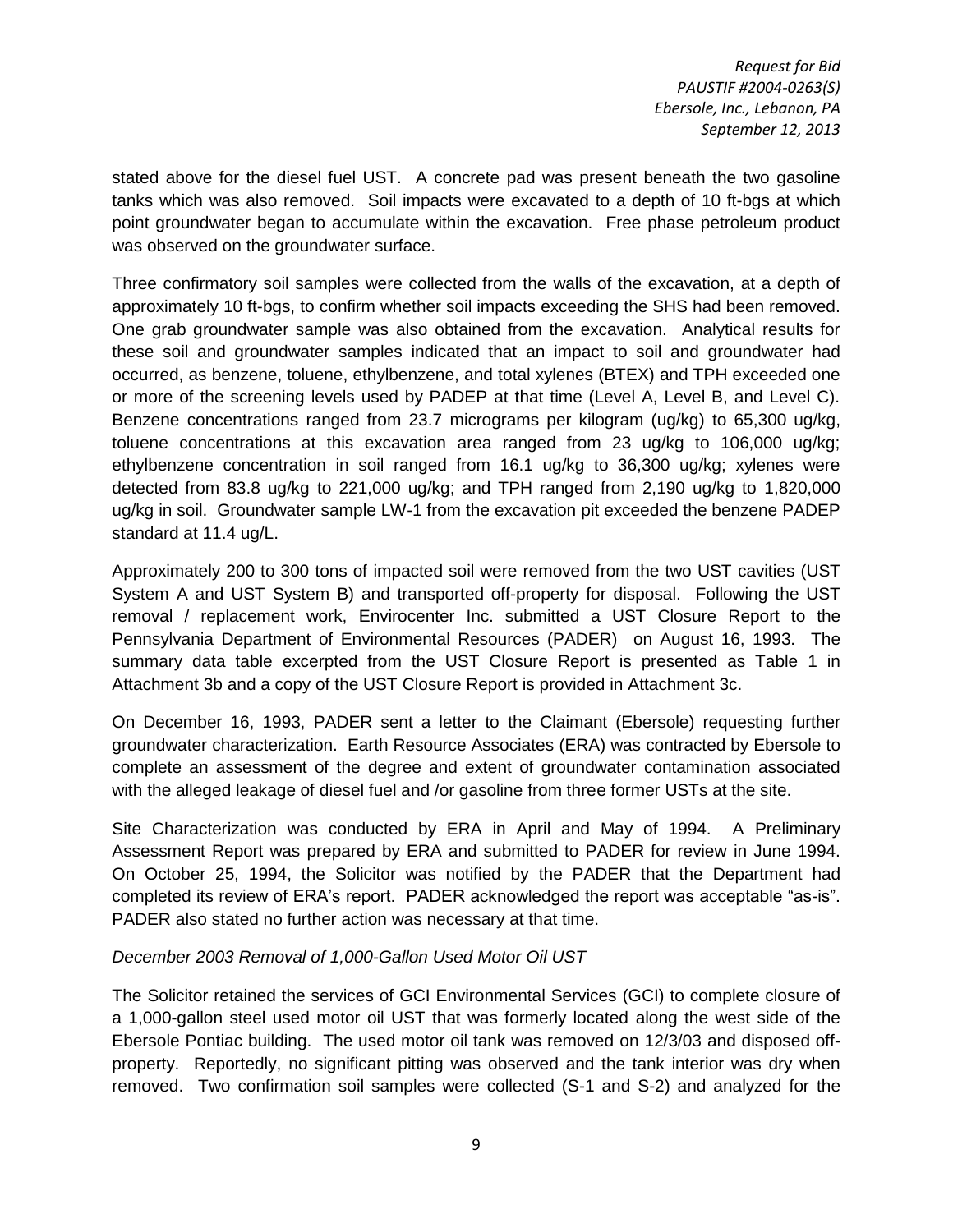stated above for the diesel fuel UST. A concrete pad was present beneath the two gasoline tanks which was also removed. Soil impacts were excavated to a depth of 10 ft-bgs at which point groundwater began to accumulate within the excavation. Free phase petroleum product was observed on the groundwater surface.

Three confirmatory soil samples were collected from the walls of the excavation, at a depth of approximately 10 ft-bgs, to confirm whether soil impacts exceeding the SHS had been removed. One grab groundwater sample was also obtained from the excavation. Analytical results for these soil and groundwater samples indicated that an impact to soil and groundwater had occurred, as benzene, toluene, ethylbenzene, and total xylenes (BTEX) and TPH exceeded one or more of the screening levels used by PADEP at that time (Level A, Level B, and Level C). Benzene concentrations ranged from 23.7 micrograms per kilogram (ug/kg) to 65,300 ug/kg, toluene concentrations at this excavation area ranged from 23 ug/kg to 106,000 ug/kg; ethylbenzene concentration in soil ranged from 16.1 ug/kg to 36,300 ug/kg; xylenes were detected from 83.8 ug/kg to 221,000 ug/kg; and TPH ranged from 2,190 ug/kg to 1,820,000 ug/kg in soil. Groundwater sample LW-1 from the excavation pit exceeded the benzene PADEP standard at 11.4 ug/L.

Approximately 200 to 300 tons of impacted soil were removed from the two UST cavities (UST System A and UST System B) and transported off-property for disposal. Following the UST removal / replacement work, Envirocenter Inc. submitted a UST Closure Report to the Pennsylvania Department of Environmental Resources (PADER) on August 16, 1993. The summary data table excerpted from the UST Closure Report is presented as Table 1 in Attachment 3b and a copy of the UST Closure Report is provided in Attachment 3c.

On December 16, 1993, PADER sent a letter to the Claimant (Ebersole) requesting further groundwater characterization. Earth Resource Associates (ERA) was contracted by Ebersole to complete an assessment of the degree and extent of groundwater contamination associated with the alleged leakage of diesel fuel and /or gasoline from three former USTs at the site.

Site Characterization was conducted by ERA in April and May of 1994. A Preliminary Assessment Report was prepared by ERA and submitted to PADER for review in June 1994. On October 25, 1994, the Solicitor was notified by the PADER that the Department had completed its review of ERA's report. PADER acknowledged the report was acceptable "as-is". PADER also stated no further action was necessary at that time.

*December 2003 Removal of 1,000-Gallon Used Motor Oil UST*

The Solicitor retained the services of GCI Environmental Services (GCI) to complete closure of a 1,000-gallon steel used motor oil UST that was formerly located along the west side of the Ebersole Pontiac building. The used motor oil tank was removed on 12/3/03 and disposed off-property. Reportedly, no significant pitting was observed and the tank interior was dry when removed. Two confirmation soil samples were collected (S-1 and S-2) and analyzed for the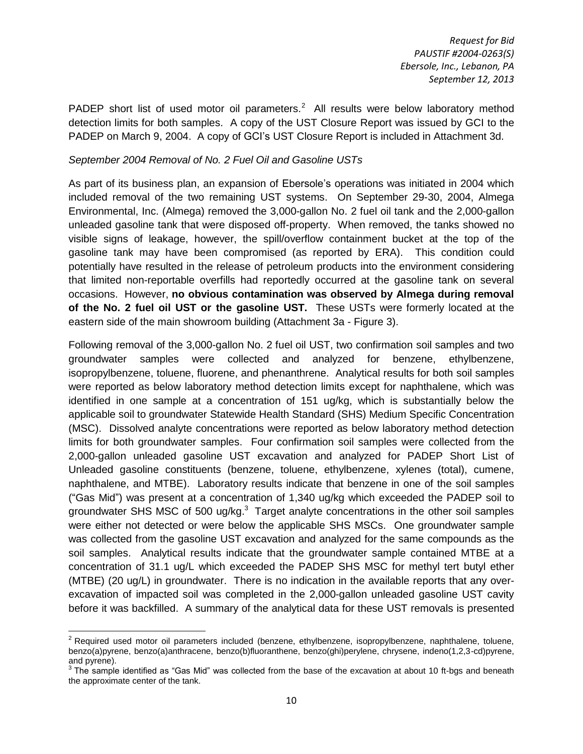PADEP short list of used motor oil parameters.[2] All results were below laboratory method detection limits for both samples. A copy of the UST Closure Report was issued by GCI to the PADEP on March 9, 2004. A copy of GCI's UST Closure Report is included in Attachment 3d.

*September 2004 Removal of No. 2 Fuel Oil and Gasoline USTs*

As part of its business plan, an expansion of Ebersole's operations was initiated in 2004 which included removal of the two remaining UST systems. On September 29-30, 2004, Almega Environmental, Inc. (Almega) removed the 3,000-gallon No. 2 fuel oil tank and the 2,000-gallon unleaded gasoline tank that were disposed off-property. When removed, the tanks showed no visible signs of leakage, however, the spill/overflow containment bucket at the top of the gasoline tank may have been compromised (as reported by ERA). This condition could potentially have resulted in the release of petroleum products into the environment considering that limited non-reportable overfills had reportedly occurred at the gasoline tank on several occasions. However, **no obvious contamination was observed by Almega during removal of the No. 2 fuel oil UST or the gasoline UST.** These USTs were formerly located at the eastern side of the main showroom building (Attachment 3a - Figure 3).

Following removal of the 3,000-gallon No. 2 fuel oil UST, two confirmation soil samples and two groundwater samples were collected and analyzed for benzene, ethylbenzene, isopropylbenzene, toluene, fluorene, and phenanthrene. Analytical results for both soil samples were reported as below laboratory method detection limits except for naphthalene, which was identified in one sample at a concentration of 151 ug/kg, which is substantially below the applicable soil to groundwater Statewide Health Standard (SHS) Medium Specific Concentration (MSC). Dissolved analyte concentrations were reported as below laboratory method detection limits for both groundwater samples. Four confirmation soil samples were collected from the 2,000-gallon unleaded gasoline UST excavation and analyzed for PADEP Short List of Unleaded gasoline constituents (benzene, toluene, ethylbenzene, xylenes (total), cumene, naphthalene, and MTBE). Laboratory results indicate that benzene in one of the soil samples ("Gas Mid") was present at a concentration of 1,340 ug/kg which exceeded the PADEP soil to groundwater SHS MSC of 500 ug/kg.[3] Target analyte concentrations in the other soil samples were either not detected or were below the applicable SHS MSCs. One groundwater sample was collected from the gasoline UST excavation and analyzed for the same compounds as the soil samples. Analytical results indicate that the groundwater sample contained MTBE at a concentration of 31.1 ug/L which exceeded the PADEP SHS MSC for methyl tert butyl ether (MTBE) (20 ug/L) in groundwater. There is no indication in the available reports that any over-excavation of impacted soil was completed in the 2,000-gallon unleaded gasoline UST cavity before it was backfilled. A summary of the analytical data for these UST removals is presented

---

[2] Required used motor oil parameters included (benzene, ethylbenzene, isopropylbenzene, naphthalene, toluene, benzo(a)pyrene, benzo(a)anthracene, benzo(b)fluoranthene, benzo(ghi)perylene, chrysene, indeno(1,2,3-cd)pyrene, and pyrene).

[3] The sample identified as "Gas Mid" was collected from the base of the excavation at about 10 ft-bgs and beneath the approximate center of the tank.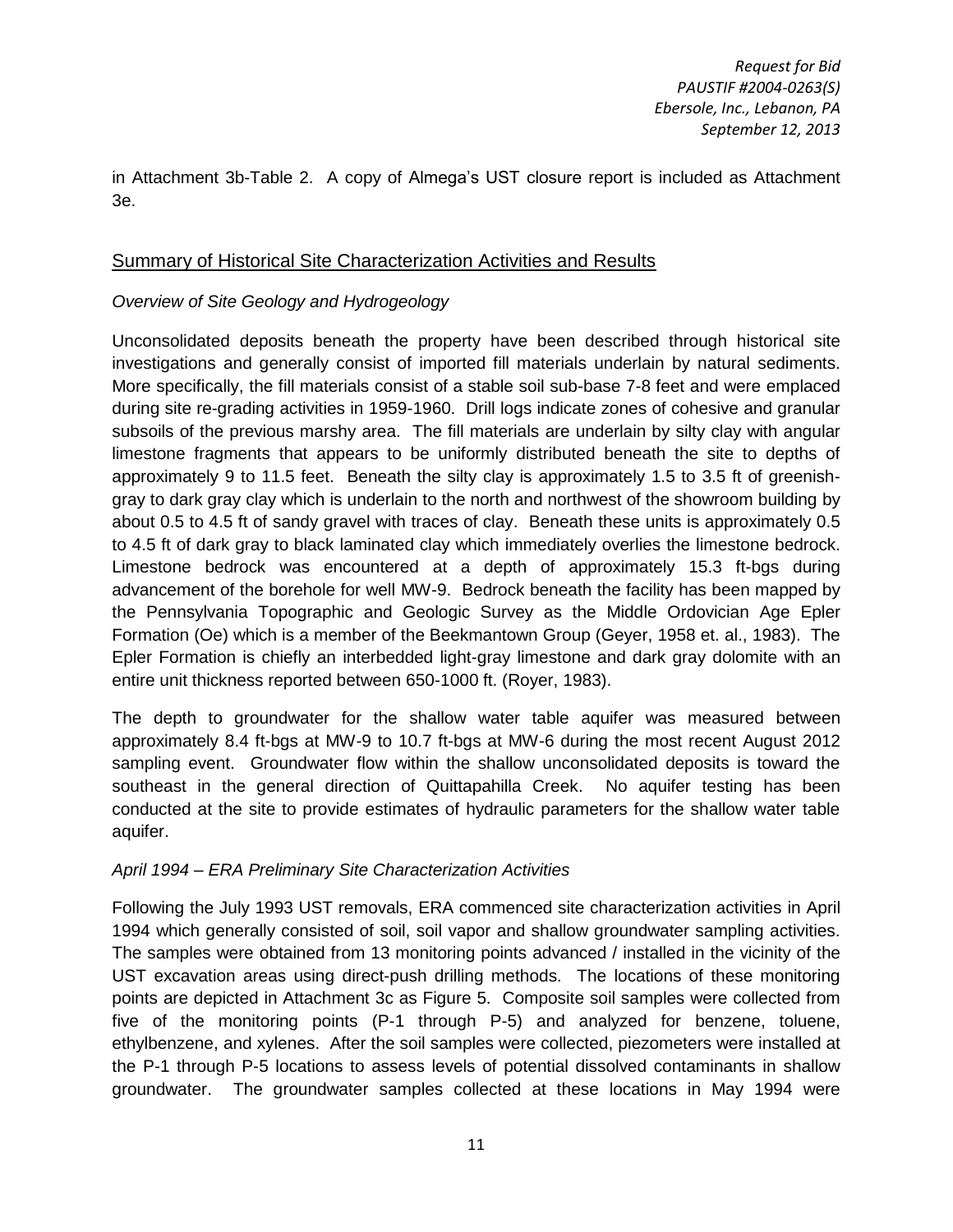in Attachment 3b-Table 2. A copy of Almega's UST closure report is included as Attachment 3e.

## Summary of Historical Site Characterization Activities and Results

### *Overview of Site Geology and Hydrogeology*

Unconsolidated deposits beneath the property have been described through historical site investigations and generally consist of imported fill materials underlain by natural sediments. More specifically, the fill materials consist of a stable soil sub-base 7-8 feet and were emplaced during site re-grading activities in 1959-1960. Drill logs indicate zones of cohesive and granular subsoils of the previous marshy area. The fill materials are underlain by silty clay with angular limestone fragments that appears to be uniformly distributed beneath the site to depths of approximately 9 to 11.5 feet. Beneath the silty clay is approximately 1.5 to 3.5 ft of greenish-gray to dark gray clay which is underlain to the north and northwest of the showroom building by about 0.5 to 4.5 ft of sandy gravel with traces of clay. Beneath these units is approximately 0.5 to 4.5 ft of dark gray to black laminated clay which immediately overlies the limestone bedrock. Limestone bedrock was encountered at a depth of approximately 15.3 ft-bgs during advancement of the borehole for well MW-9. Bedrock beneath the facility has been mapped by the Pennsylvania Topographic and Geologic Survey as the Middle Ordovician Age Epler Formation (Oe) which is a member of the Beekmantown Group (Geyer, 1958 et. al., 1983). The Epler Formation is chiefly an interbedded light-gray limestone and dark gray dolomite with an entire unit thickness reported between 650-1000 ft. (Royer, 1983).

The depth to groundwater for the shallow water table aquifer was measured between approximately 8.4 ft-bgs at MW-9 to 10.7 ft-bgs at MW-6 during the most recent August 2012 sampling event. Groundwater flow within the shallow unconsolidated deposits is toward the southeast in the general direction of Quittapahilla Creek. No aquifer testing has been conducted at the site to provide estimates of hydraulic parameters for the shallow water table aquifer.

### *April 1994 – ERA Preliminary Site Characterization Activities*

Following the July 1993 UST removals, ERA commenced site characterization activities in April 1994 which generally consisted of soil, soil vapor and shallow groundwater sampling activities. The samples were obtained from 13 monitoring points advanced / installed in the vicinity of the UST excavation areas using direct-push drilling methods. The locations of these monitoring points are depicted in Attachment 3c as Figure 5. Composite soil samples were collected from five of the monitoring points (P-1 through P-5) and analyzed for benzene, toluene, ethylbenzene, and xylenes. After the soil samples were collected, piezometers were installed at the P-1 through P-5 locations to assess levels of potential dissolved contaminants in shallow groundwater. The groundwater samples collected at these locations in May 1994 were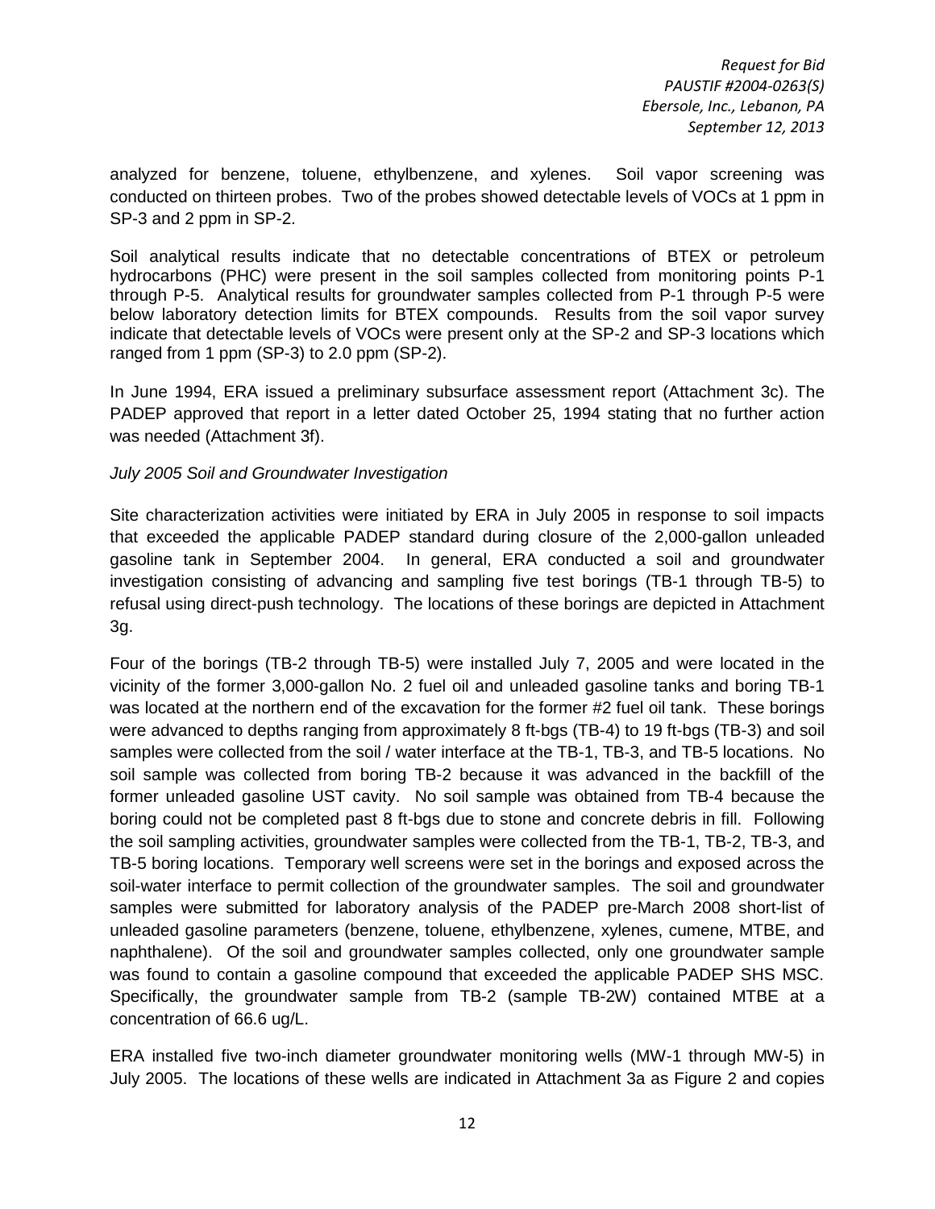analyzed for benzene, toluene, ethylbenzene, and xylenes. Soil vapor screening was conducted on thirteen probes. Two of the probes showed detectable levels of VOCs at 1 ppm in SP-3 and 2 ppm in SP-2.

Soil analytical results indicate that no detectable concentrations of BTEX or petroleum hydrocarbons (PHC) were present in the soil samples collected from monitoring points P-1 through P-5. Analytical results for groundwater samples collected from P-1 through P-5 were below laboratory detection limits for BTEX compounds. Results from the soil vapor survey indicate that detectable levels of VOCs were present only at the SP-2 and SP-3 locations which ranged from 1 ppm (SP-3) to 2.0 ppm (SP-2).

In June 1994, ERA issued a preliminary subsurface assessment report (Attachment 3c). The PADEP approved that report in a letter dated October 25, 1994 stating that no further action was needed (Attachment 3f).

*July 2005 Soil and Groundwater Investigation*

Site characterization activities were initiated by ERA in July 2005 in response to soil impacts that exceeded the applicable PADEP standard during closure of the 2,000-gallon unleaded gasoline tank in September 2004. In general, ERA conducted a soil and groundwater investigation consisting of advancing and sampling five test borings (TB-1 through TB-5) to refusal using direct-push technology. The locations of these borings are depicted in Attachment 3g.

Four of the borings (TB-2 through TB-5) were installed July 7, 2005 and were located in the vicinity of the former 3,000-gallon No. 2 fuel oil and unleaded gasoline tanks and boring TB-1 was located at the northern end of the excavation for the former #2 fuel oil tank. These borings were advanced to depths ranging from approximately 8 ft-bgs (TB-4) to 19 ft-bgs (TB-3) and soil samples were collected from the soil / water interface at the TB-1, TB-3, and TB-5 locations. No soil sample was collected from boring TB-2 because it was advanced in the backfill of the former unleaded gasoline UST cavity. No soil sample was obtained from TB-4 because the boring could not be completed past 8 ft-bgs due to stone and concrete debris in fill. Following the soil sampling activities, groundwater samples were collected from the TB-1, TB-2, TB-3, and TB-5 boring locations. Temporary well screens were set in the borings and exposed across the soil-water interface to permit collection of the groundwater samples. The soil and groundwater samples were submitted for laboratory analysis of the PADEP pre-March 2008 short-list of unleaded gasoline parameters (benzene, toluene, ethylbenzene, xylenes, cumene, MTBE, and naphthalene). Of the soil and groundwater samples collected, only one groundwater sample was found to contain a gasoline compound that exceeded the applicable PADEP SHS MSC. Specifically, the groundwater sample from TB-2 (sample TB-2W) contained MTBE at a concentration of 66.6 ug/L.

ERA installed five two-inch diameter groundwater monitoring wells (MW-1 through MW-5) in July 2005. The locations of these wells are indicated in Attachment 3a as Figure 2 and copies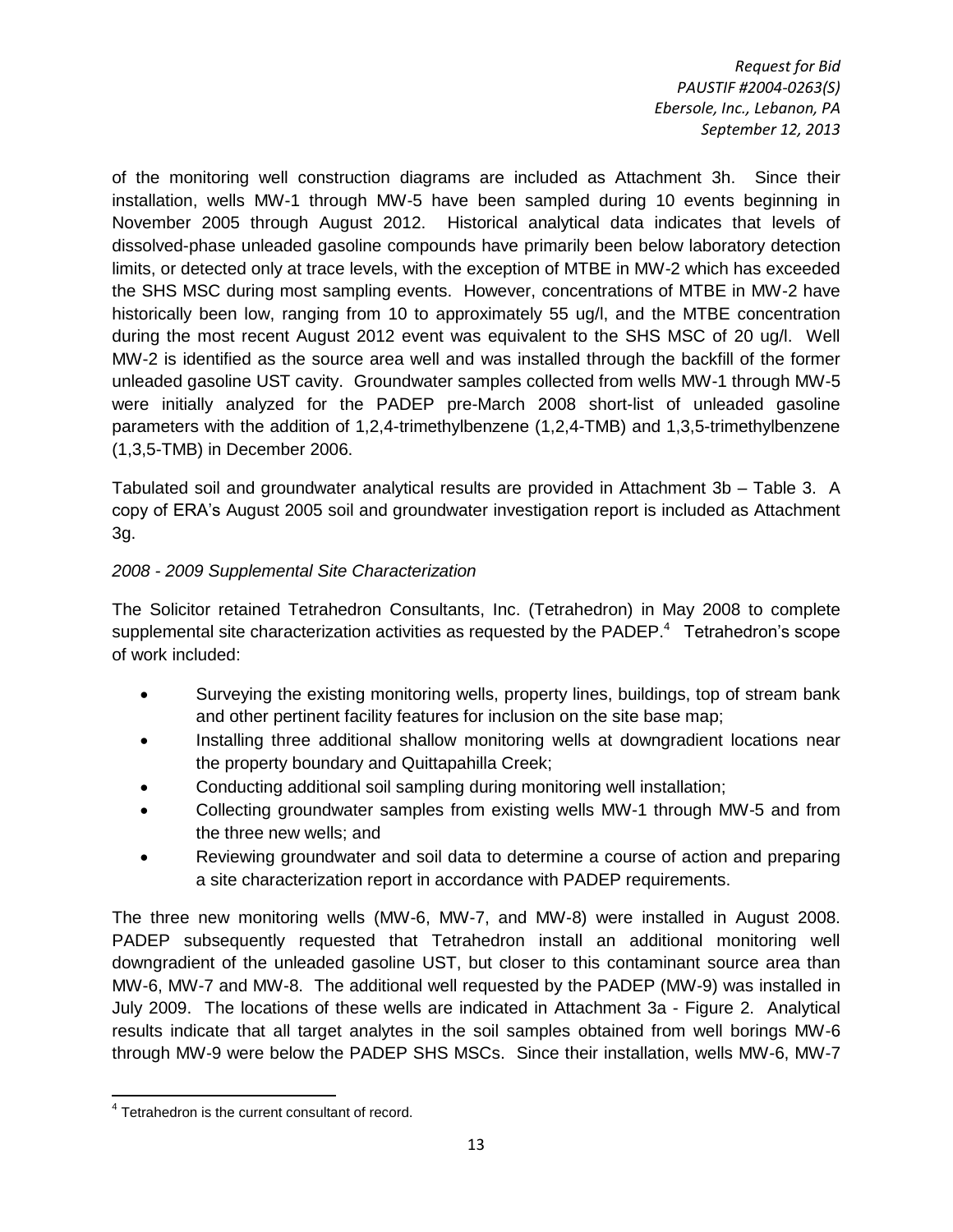of the monitoring well construction diagrams are included as Attachment 3h. Since their installation, wells MW-1 through MW-5 have been sampled during 10 events beginning in November 2005 through August 2012. Historical analytical data indicates that levels of dissolved-phase unleaded gasoline compounds have primarily been below laboratory detection limits, or detected only at trace levels, with the exception of MTBE in MW-2 which has exceeded the SHS MSC during most sampling events. However, concentrations of MTBE in MW-2 have historically been low, ranging from 10 to approximately 55 ug/l, and the MTBE concentration during the most recent August 2012 event was equivalent to the SHS MSC of 20 ug/l. Well MW-2 is identified as the source area well and was installed through the backfill of the former unleaded gasoline UST cavity. Groundwater samples collected from wells MW-1 through MW-5 were initially analyzed for the PADEP pre-March 2008 short-list of unleaded gasoline parameters with the addition of 1,2,4-trimethylbenzene (1,2,4-TMB) and 1,3,5-trimethylbenzene (1,3,5-TMB) in December 2006.

Tabulated soil and groundwater analytical results are provided in Attachment 3b – Table 3. A copy of ERA's August 2005 soil and groundwater investigation report is included as Attachment 3g.

*2008 - 2009 Supplemental Site Characterization*

The Solicitor retained Tetrahedron Consultants, Inc. (Tetrahedron) in May 2008 to complete supplemental site characterization activities as requested by the PADEP.[4] Tetrahedron's scope of work included:

- Surveying the existing monitoring wells, property lines, buildings, top of stream bank and other pertinent facility features for inclusion on the site base map;
- Installing three additional shallow monitoring wells at downgradient locations near the property boundary and Quittapahilla Creek;
- Conducting additional soil sampling during monitoring well installation;
- Collecting groundwater samples from existing wells MW-1 through MW-5 and from the three new wells; and
- Reviewing groundwater and soil data to determine a course of action and preparing a site characterization report in accordance with PADEP requirements.

The three new monitoring wells (MW-6, MW-7, and MW-8) were installed in August 2008. PADEP subsequently requested that Tetrahedron install an additional monitoring well downgradient of the unleaded gasoline UST, but closer to this contaminant source area than MW-6, MW-7 and MW-8. The additional well requested by the PADEP (MW-9) was installed in July 2009. The locations of these wells are indicated in Attachment 3a - Figure 2. Analytical results indicate that all target analytes in the soil samples obtained from well borings MW-6 through MW-9 were below the PADEP SHS MSCs. Since their installation, wells MW-6, MW-7

[4] Tetrahedron is the current consultant of record.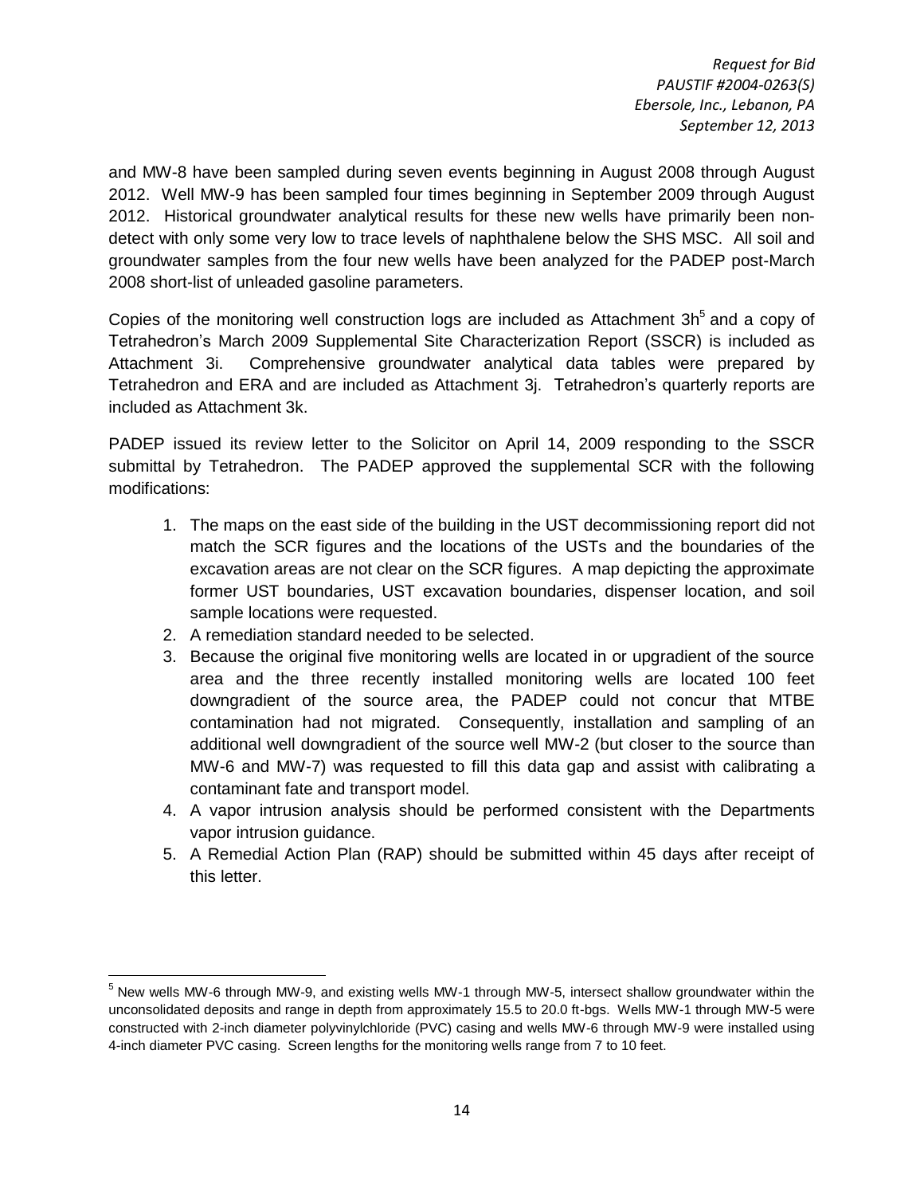and MW-8 have been sampled during seven events beginning in August 2008 through August 2012. Well MW-9 has been sampled four times beginning in September 2009 through August 2012. Historical groundwater analytical results for these new wells have primarily been non-detect with only some very low to trace levels of naphthalene below the SHS MSC. All soil and groundwater samples from the four new wells have been analyzed for the PADEP post-March 2008 short-list of unleaded gasoline parameters.

Copies of the monitoring well construction logs are included as Attachment 3h[5] and a copy of Tetrahedron's March 2009 Supplemental Site Characterization Report (SSCR) is included as Attachment 3i. Comprehensive groundwater analytical data tables were prepared by Tetrahedron and ERA and are included as Attachment 3j. Tetrahedron's quarterly reports are included as Attachment 3k.

PADEP issued its review letter to the Solicitor on April 14, 2009 responding to the SSCR submittal by Tetrahedron. The PADEP approved the supplemental SCR with the following modifications:

1. The maps on the east side of the building in the UST decommissioning report did not match the SCR figures and the locations of the USTs and the boundaries of the excavation areas are not clear on the SCR figures. A map depicting the approximate former UST boundaries, UST excavation boundaries, dispenser location, and soil sample locations were requested.
2. A remediation standard needed to be selected.
3. Because the original five monitoring wells are located in or upgradient of the source area and the three recently installed monitoring wells are located 100 feet downgradient of the source area, the PADEP could not concur that MTBE contamination had not migrated. Consequently, installation and sampling of an additional well downgradient of the source well MW-2 (but closer to the source than MW-6 and MW-7) was requested to fill this data gap and assist with calibrating a contaminant fate and transport model.
4. A vapor intrusion analysis should be performed consistent with the Departments vapor intrusion guidance.
5. A Remedial Action Plan (RAP) should be submitted within 45 days after receipt of this letter.

---

[5] New wells MW-6 through MW-9, and existing wells MW-1 through MW-5, intersect shallow groundwater within the unconsolidated deposits and range in depth from approximately 15.5 to 20.0 ft-bgs. Wells MW-1 through MW-5 were constructed with 2-inch diameter polyvinylchloride (PVC) casing and wells MW-6 through MW-9 were installed using 4-inch diameter PVC casing. Screen lengths for the monitoring wells range from 7 to 10 feet.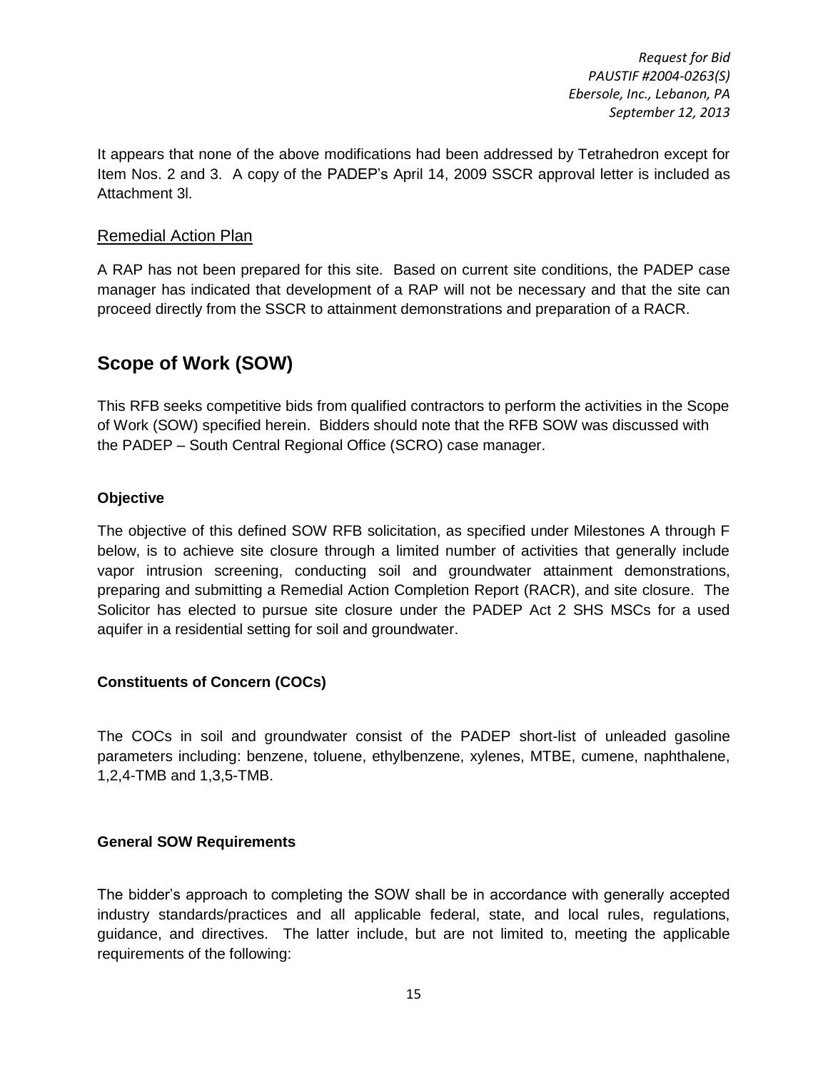It appears that none of the above modifications had been addressed by Tetrahedron except for Item Nos. 2 and 3. A copy of the PADEP's April 14, 2009 SSCR approval letter is included as Attachment 3l.

### Remedial Action Plan

A RAP has not been prepared for this site. Based on current site conditions, the PADEP case manager has indicated that development of a RAP will not be necessary and that the site can proceed directly from the SSCR to attainment demonstrations and preparation of a RACR.

## Scope of Work (SOW)

This RFB seeks competitive bids from qualified contractors to perform the activities in the Scope of Work (SOW) specified herein. Bidders should note that the RFB SOW was discussed with the PADEP – South Central Regional Office (SCRO) case manager.

**Objective**

The objective of this defined SOW RFB solicitation, as specified under Milestones A through F below, is to achieve site closure through a limited number of activities that generally include vapor intrusion screening, conducting soil and groundwater attainment demonstrations, preparing and submitting a Remedial Action Completion Report (RACR), and site closure. The Solicitor has elected to pursue site closure under the PADEP Act 2 SHS MSCs for a used aquifer in a residential setting for soil and groundwater.

**Constituents of Concern (COCs)**

The COCs in soil and groundwater consist of the PADEP short-list of unleaded gasoline parameters including: benzene, toluene, ethylbenzene, xylenes, MTBE, cumene, naphthalene, 1,2,4-TMB and 1,3,5-TMB.

**General SOW Requirements**

The bidder's approach to completing the SOW shall be in accordance with generally accepted industry standards/practices and all applicable federal, state, and local rules, regulations, guidance, and directives. The latter include, but are not limited to, meeting the applicable requirements of the following: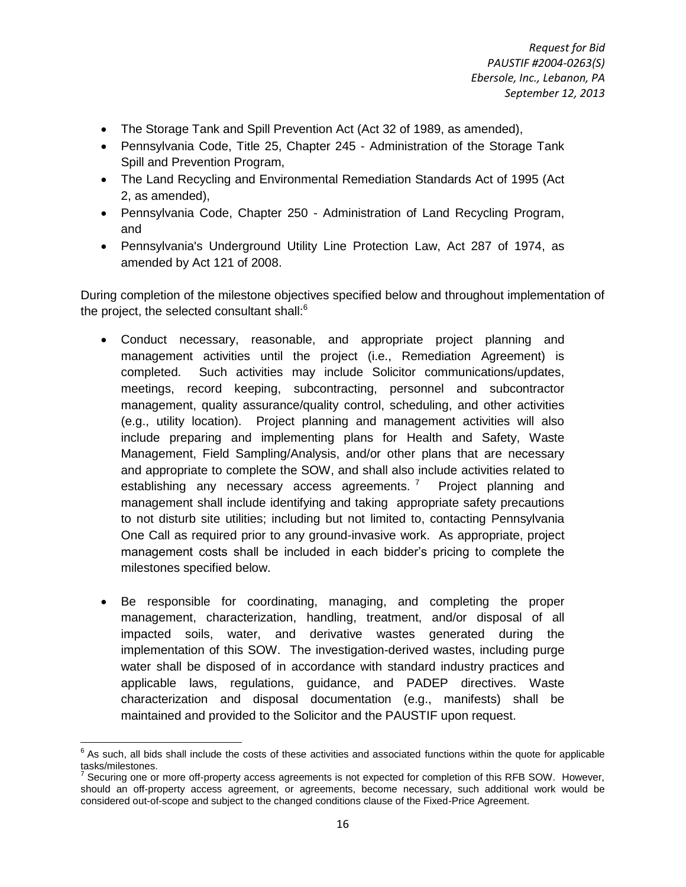- The Storage Tank and Spill Prevention Act (Act 32 of 1989, as amended),
- Pennsylvania Code, Title 25, Chapter 245 - Administration of the Storage Tank Spill and Prevention Program,
- The Land Recycling and Environmental Remediation Standards Act of 1995 (Act 2, as amended),
- Pennsylvania Code, Chapter 250 - Administration of Land Recycling Program, and
- Pennsylvania's Underground Utility Line Protection Law, Act 287 of 1974, as amended by Act 121 of 2008.

During completion of the milestone objectives specified below and throughout implementation of the project, the selected consultant shall:[6]

- Conduct necessary, reasonable, and appropriate project planning and management activities until the project (i.e., Remediation Agreement) is completed. Such activities may include Solicitor communications/updates, meetings, record keeping, subcontracting, personnel and subcontractor management, quality assurance/quality control, scheduling, and other activities (e.g., utility location). Project planning and management activities will also include preparing and implementing plans for Health and Safety, Waste Management, Field Sampling/Analysis, and/or other plans that are necessary and appropriate to complete the SOW, and shall also include activities related to establishing any necessary access agreements.[7] Project planning and management shall include identifying and taking appropriate safety precautions to not disturb site utilities; including but not limited to, contacting Pennsylvania One Call as required prior to any ground-invasive work. As appropriate, project management costs shall be included in each bidder's pricing to complete the milestones specified below.

- Be responsible for coordinating, managing, and completing the proper management, characterization, handling, treatment, and/or disposal of all impacted soils, water, and derivative wastes generated during the implementation of this SOW. The investigation-derived wastes, including purge water shall be disposed of in accordance with standard industry practices and applicable laws, regulations, guidance, and PADEP directives. Waste characterization and disposal documentation (e.g., manifests) shall be maintained and provided to the Solicitor and the PAUSTIF upon request.

[6] As such, all bids shall include the costs of these activities and associated functions within the quote for applicable tasks/milestones.

[7] Securing one or more off-property access agreements is not expected for completion of this RFB SOW. However, should an off-property access agreement, or agreements, become necessary, such additional work would be considered out-of-scope and subject to the changed conditions clause of the Fixed-Price Agreement.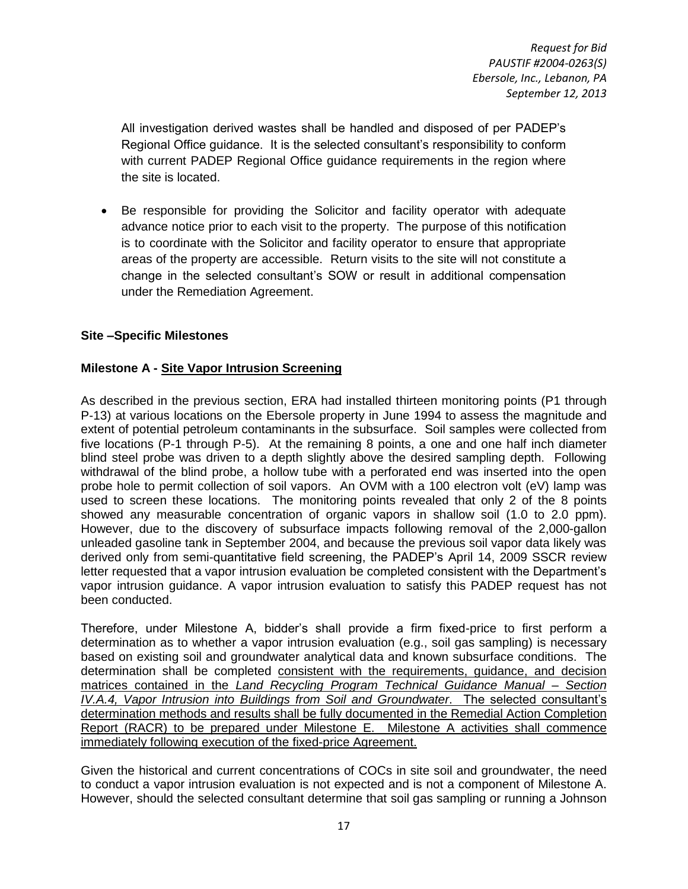All investigation derived wastes shall be handled and disposed of per PADEP's Regional Office guidance. It is the selected consultant's responsibility to conform with current PADEP Regional Office guidance requirements in the region where the site is located.

- Be responsible for providing the Solicitor and facility operator with adequate advance notice prior to each visit to the property. The purpose of this notification is to coordinate with the Solicitor and facility operator to ensure that appropriate areas of the property are accessible. Return visits to the site will not constitute a change in the selected consultant's SOW or result in additional compensation under the Remediation Agreement.

**Site –Specific Milestones**

**Milestone A - <u>Site Vapor Intrusion Screening</u>**

As described in the previous section, ERA had installed thirteen monitoring points (P1 through P-13) at various locations on the Ebersole property in June 1994 to assess the magnitude and extent of potential petroleum contaminants in the subsurface. Soil samples were collected from five locations (P-1 through P-5). At the remaining 8 points, a one and one half inch diameter blind steel probe was driven to a depth slightly above the desired sampling depth. Following withdrawal of the blind probe, a hollow tube with a perforated end was inserted into the open probe hole to permit collection of soil vapors. An OVM with a 100 electron volt (eV) lamp was used to screen these locations. The monitoring points revealed that only 2 of the 8 points showed any measurable concentration of organic vapors in shallow soil (1.0 to 2.0 ppm). However, due to the discovery of subsurface impacts following removal of the 2,000-gallon unleaded gasoline tank in September 2004, and because the previous soil vapor data likely was derived only from semi-quantitative field screening, the PADEP's April 14, 2009 SSCR review letter requested that a vapor intrusion evaluation be completed consistent with the Department's vapor intrusion guidance. A vapor intrusion evaluation to satisfy this PADEP request has not been conducted.

Therefore, under Milestone A, bidder's shall provide a firm fixed-price to first perform a determination as to whether a vapor intrusion evaluation (e.g., soil gas sampling) is necessary based on existing soil and groundwater analytical data and known subsurface conditions. The determination shall be completed <u>consistent with the requirements, guidance, and decision matrices contained in the *Land Recycling Program Technical Guidance Manual – Section IV.A.4, Vapor Intrusion into Buildings from Soil and Groundwater*. The selected consultant's determination methods and results shall be fully documented in the Remedial Action Completion Report (RACR) to be prepared under Milestone E. Milestone A activities shall commence immediately following execution of the fixed-price Agreement.</u>

Given the historical and current concentrations of COCs in site soil and groundwater, the need to conduct a vapor intrusion evaluation is not expected and is not a component of Milestone A. However, should the selected consultant determine that soil gas sampling or running a Johnson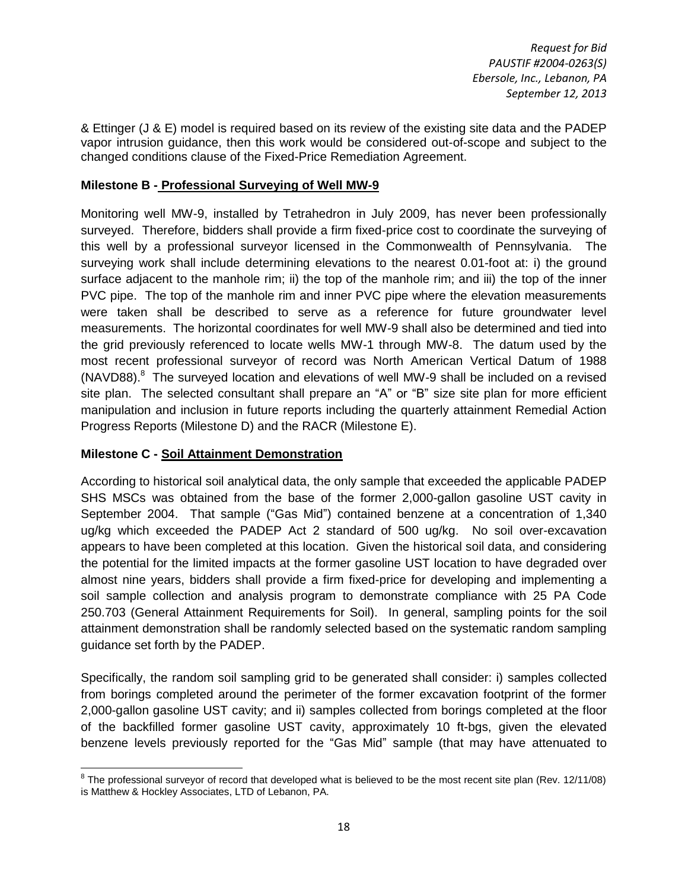& Ettinger (J & E) model is required based on its review of the existing site data and the PADEP vapor intrusion guidance, then this work would be considered out-of-scope and subject to the changed conditions clause of the Fixed-Price Remediation Agreement.

**Milestone B - Professional Surveying of Well MW-9**

Monitoring well MW-9, installed by Tetrahedron in July 2009, has never been professionally surveyed. Therefore, bidders shall provide a firm fixed-price cost to coordinate the surveying of this well by a professional surveyor licensed in the Commonwealth of Pennsylvania. The surveying work shall include determining elevations to the nearest 0.01-foot at: i) the ground surface adjacent to the manhole rim; ii) the top of the manhole rim; and iii) the top of the inner PVC pipe. The top of the manhole rim and inner PVC pipe where the elevation measurements were taken shall be described to serve as a reference for future groundwater level measurements. The horizontal coordinates for well MW-9 shall also be determined and tied into the grid previously referenced to locate wells MW-1 through MW-8. The datum used by the most recent professional surveyor of record was North American Vertical Datum of 1988 (NAVD88).[8] The surveyed location and elevations of well MW-9 shall be included on a revised site plan. The selected consultant shall prepare an "A" or "B" size site plan for more efficient manipulation and inclusion in future reports including the quarterly attainment Remedial Action Progress Reports (Milestone D) and the RACR (Milestone E).

**Milestone C - Soil Attainment Demonstration**

According to historical soil analytical data, the only sample that exceeded the applicable PADEP SHS MSCs was obtained from the base of the former 2,000-gallon gasoline UST cavity in September 2004. That sample ("Gas Mid") contained benzene at a concentration of 1,340 ug/kg which exceeded the PADEP Act 2 standard of 500 ug/kg. No soil over-excavation appears to have been completed at this location. Given the historical soil data, and considering the potential for the limited impacts at the former gasoline UST location to have degraded over almost nine years, bidders shall provide a firm fixed-price for developing and implementing a soil sample collection and analysis program to demonstrate compliance with 25 PA Code 250.703 (General Attainment Requirements for Soil). In general, sampling points for the soil attainment demonstration shall be randomly selected based on the systematic random sampling guidance set forth by the PADEP.

Specifically, the random soil sampling grid to be generated shall consider: i) samples collected from borings completed around the perimeter of the former excavation footprint of the former 2,000-gallon gasoline UST cavity; and ii) samples collected from borings completed at the floor of the backfilled former gasoline UST cavity, approximately 10 ft-bgs, given the elevated benzene levels previously reported for the "Gas Mid" sample (that may have attenuated to

[8] The professional surveyor of record that developed what is believed to be the most recent site plan (Rev. 12/11/08) is Matthew & Hockley Associates, LTD of Lebanon, PA.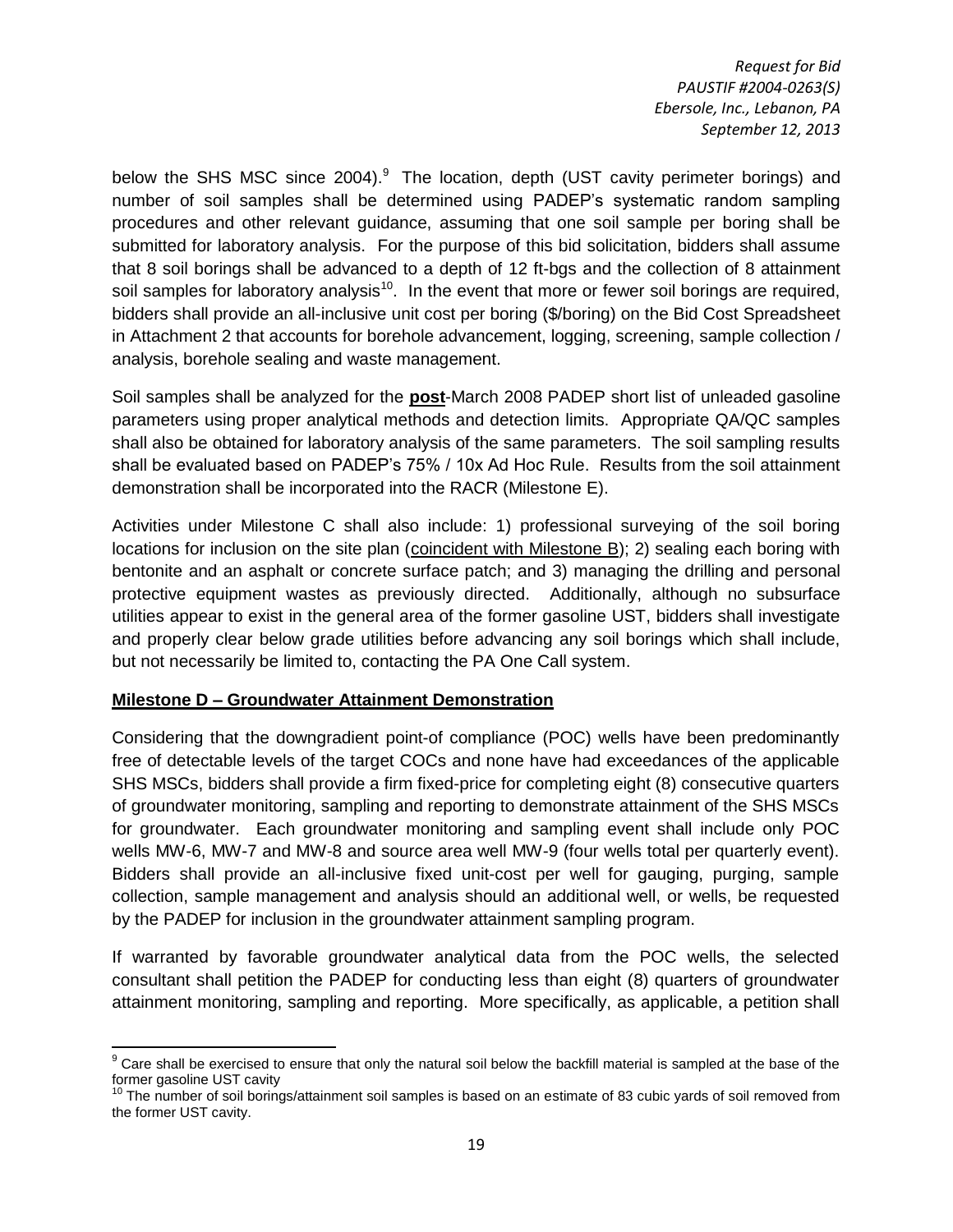below the SHS MSC since 2004).[9] The location, depth (UST cavity perimeter borings) and number of soil samples shall be determined using PADEP's systematic random sampling procedures and other relevant guidance, assuming that one soil sample per boring shall be submitted for laboratory analysis. For the purpose of this bid solicitation, bidders shall assume that 8 soil borings shall be advanced to a depth of 12 ft-bgs and the collection of 8 attainment soil samples for laboratory analysis[10]. In the event that more or fewer soil borings are required, bidders shall provide an all-inclusive unit cost per boring ($/boring) on the Bid Cost Spreadsheet in Attachment 2 that accounts for borehole advancement, logging, screening, sample collection / analysis, borehole sealing and waste management.

Soil samples shall be analyzed for the **post**-March 2008 PADEP short list of unleaded gasoline parameters using proper analytical methods and detection limits. Appropriate QA/QC samples shall also be obtained for laboratory analysis of the same parameters. The soil sampling results shall be evaluated based on PADEP's 75% / 10x Ad Hoc Rule. Results from the soil attainment demonstration shall be incorporated into the RACR (Milestone E).

Activities under Milestone C shall also include: 1) professional surveying of the soil boring locations for inclusion on the site plan (coincident with Milestone B); 2) sealing each boring with bentonite and an asphalt or concrete surface patch; and 3) managing the drilling and personal protective equipment wastes as previously directed. Additionally, although no subsurface utilities appear to exist in the general area of the former gasoline UST, bidders shall investigate and properly clear below grade utilities before advancing any soil borings which shall include, but not necessarily be limited to, contacting the PA One Call system.

**Milestone D – Groundwater Attainment Demonstration**

Considering that the downgradient point-of compliance (POC) wells have been predominantly free of detectable levels of the target COCs and none have had exceedances of the applicable SHS MSCs, bidders shall provide a firm fixed-price for completing eight (8) consecutive quarters of groundwater monitoring, sampling and reporting to demonstrate attainment of the SHS MSCs for groundwater. Each groundwater monitoring and sampling event shall include only POC wells MW-6, MW-7 and MW-8 and source area well MW-9 (four wells total per quarterly event). Bidders shall provide an all-inclusive fixed unit-cost per well for gauging, purging, sample collection, sample management and analysis should an additional well, or wells, be requested by the PADEP for inclusion in the groundwater attainment sampling program.

If warranted by favorable groundwater analytical data from the POC wells, the selected consultant shall petition the PADEP for conducting less than eight (8) quarters of groundwater attainment monitoring, sampling and reporting. More specifically, as applicable, a petition shall

[9] Care shall be exercised to ensure that only the natural soil below the backfill material is sampled at the base of the former gasoline UST cavity

[10] The number of soil borings/attainment soil samples is based on an estimate of 83 cubic yards of soil removed from the former UST cavity.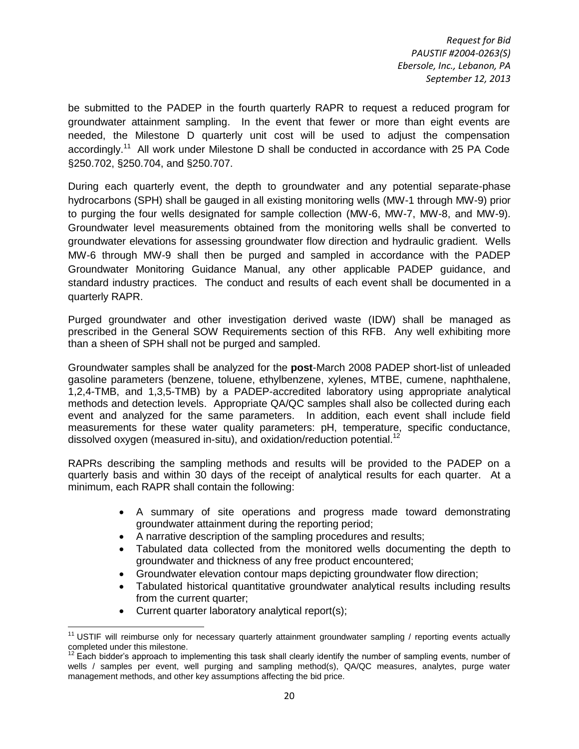be submitted to the PADEP in the fourth quarterly RAPR to request a reduced program for groundwater attainment sampling. In the event that fewer or more than eight events are needed, the Milestone D quarterly unit cost will be used to adjust the compensation accordingly.[11] All work under Milestone D shall be conducted in accordance with 25 PA Code §250.702, §250.704, and §250.707.

During each quarterly event, the depth to groundwater and any potential separate-phase hydrocarbons (SPH) shall be gauged in all existing monitoring wells (MW-1 through MW-9) prior to purging the four wells designated for sample collection (MW-6, MW-7, MW-8, and MW-9). Groundwater level measurements obtained from the monitoring wells shall be converted to groundwater elevations for assessing groundwater flow direction and hydraulic gradient. Wells MW-6 through MW-9 shall then be purged and sampled in accordance with the PADEP Groundwater Monitoring Guidance Manual, any other applicable PADEP guidance, and standard industry practices. The conduct and results of each event shall be documented in a quarterly RAPR.

Purged groundwater and other investigation derived waste (IDW) shall be managed as prescribed in the General SOW Requirements section of this RFB. Any well exhibiting more than a sheen of SPH shall not be purged and sampled.

Groundwater samples shall be analyzed for the **post**-March 2008 PADEP short-list of unleaded gasoline parameters (benzene, toluene, ethylbenzene, xylenes, MTBE, cumene, naphthalene, 1,2,4-TMB, and 1,3,5-TMB) by a PADEP-accredited laboratory using appropriate analytical methods and detection levels. Appropriate QA/QC samples shall also be collected during each event and analyzed for the same parameters. In addition, each event shall include field measurements for these water quality parameters: pH, temperature, specific conductance, dissolved oxygen (measured in-situ), and oxidation/reduction potential.[12]

RAPRs describing the sampling methods and results will be provided to the PADEP on a quarterly basis and within 30 days of the receipt of analytical results for each quarter. At a minimum, each RAPR shall contain the following:

- A summary of site operations and progress made toward demonstrating groundwater attainment during the reporting period;
- A narrative description of the sampling procedures and results;
- Tabulated data collected from the monitored wells documenting the depth to groundwater and thickness of any free product encountered;
- Groundwater elevation contour maps depicting groundwater flow direction;
- Tabulated historical quantitative groundwater analytical results including results from the current quarter;
- Current quarter laboratory analytical report(s);

---

[11] USTIF will reimburse only for necessary quarterly attainment groundwater sampling / reporting events actually completed under this milestone.

[12] Each bidder's approach to implementing this task shall clearly identify the number of sampling events, number of wells / samples per event, well purging and sampling method(s), QA/QC measures, analytes, purge water management methods, and other key assumptions affecting the bid price.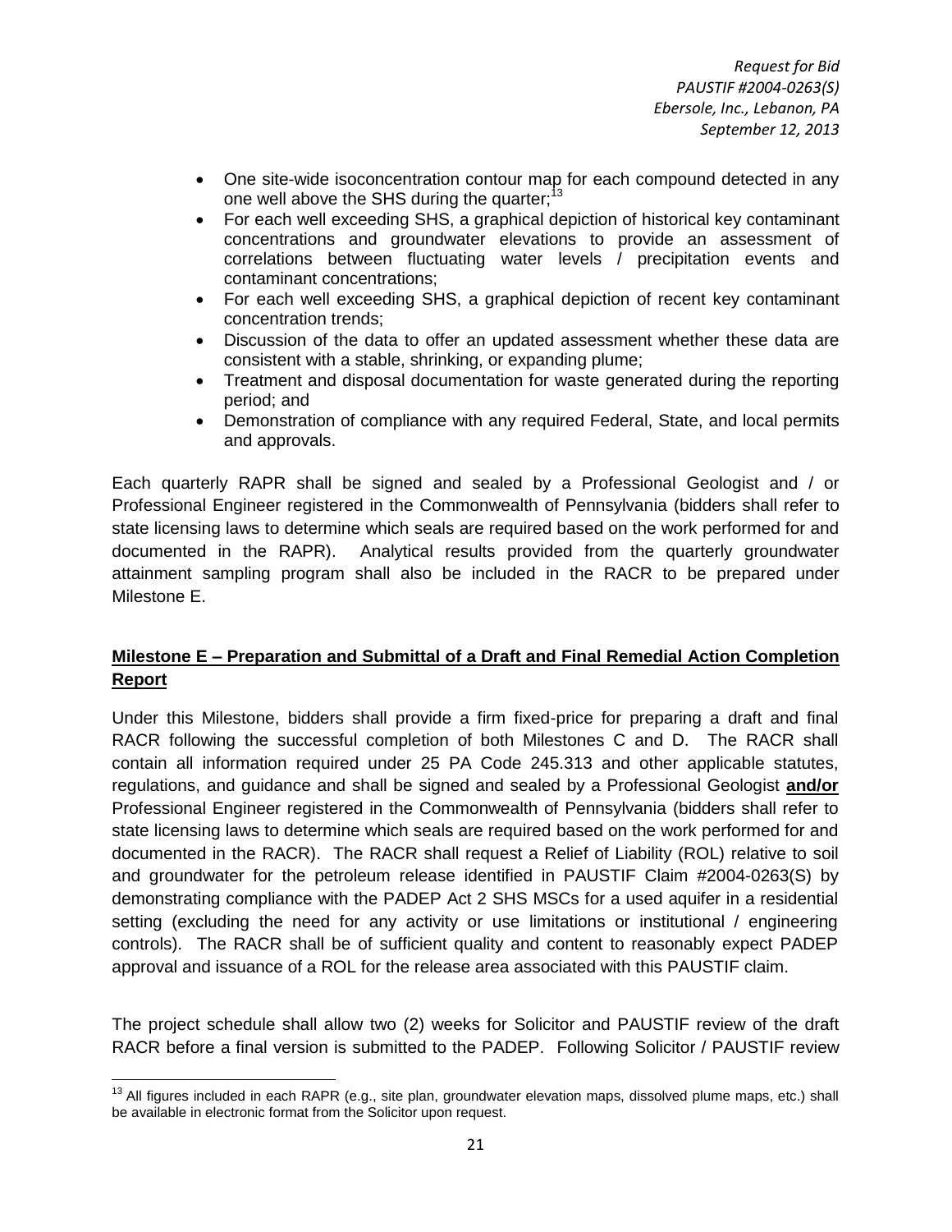- One site-wide isoconcentration contour map for each compound detected in any one well above the SHS during the quarter;[13]
- For each well exceeding SHS, a graphical depiction of historical key contaminant concentrations and groundwater elevations to provide an assessment of correlations between fluctuating water levels / precipitation events and contaminant concentrations;
- For each well exceeding SHS, a graphical depiction of recent key contaminant concentration trends;
- Discussion of the data to offer an updated assessment whether these data are consistent with a stable, shrinking, or expanding plume;
- Treatment and disposal documentation for waste generated during the reporting period; and
- Demonstration of compliance with any required Federal, State, and local permits and approvals.

Each quarterly RAPR shall be signed and sealed by a Professional Geologist and / or Professional Engineer registered in the Commonwealth of Pennsylvania (bidders shall refer to state licensing laws to determine which seals are required based on the work performed for and documented in the RAPR). Analytical results provided from the quarterly groundwater attainment sampling program shall also be included in the RACR to be prepared under Milestone E.

**Milestone E – Preparation and Submittal of a Draft and Final Remedial Action Completion Report**

Under this Milestone, bidders shall provide a firm fixed-price for preparing a draft and final RACR following the successful completion of both Milestones C and D. The RACR shall contain all information required under 25 PA Code 245.313 and other applicable statutes, regulations, and guidance and shall be signed and sealed by a Professional Geologist **and/or** Professional Engineer registered in the Commonwealth of Pennsylvania (bidders shall refer to state licensing laws to determine which seals are required based on the work performed for and documented in the RACR). The RACR shall request a Relief of Liability (ROL) relative to soil and groundwater for the petroleum release identified in PAUSTIF Claim #2004-0263(S) by demonstrating compliance with the PADEP Act 2 SHS MSCs for a used aquifer in a residential setting (excluding the need for any activity or use limitations or institutional / engineering controls). The RACR shall be of sufficient quality and content to reasonably expect PADEP approval and issuance of a ROL for the release area associated with this PAUSTIF claim.

The project schedule shall allow two (2) weeks for Solicitor and PAUSTIF review of the draft RACR before a final version is submitted to the PADEP. Following Solicitor / PAUSTIF review

[13] All figures included in each RAPR (e.g., site plan, groundwater elevation maps, dissolved plume maps, etc.) shall be available in electronic format from the Solicitor upon request.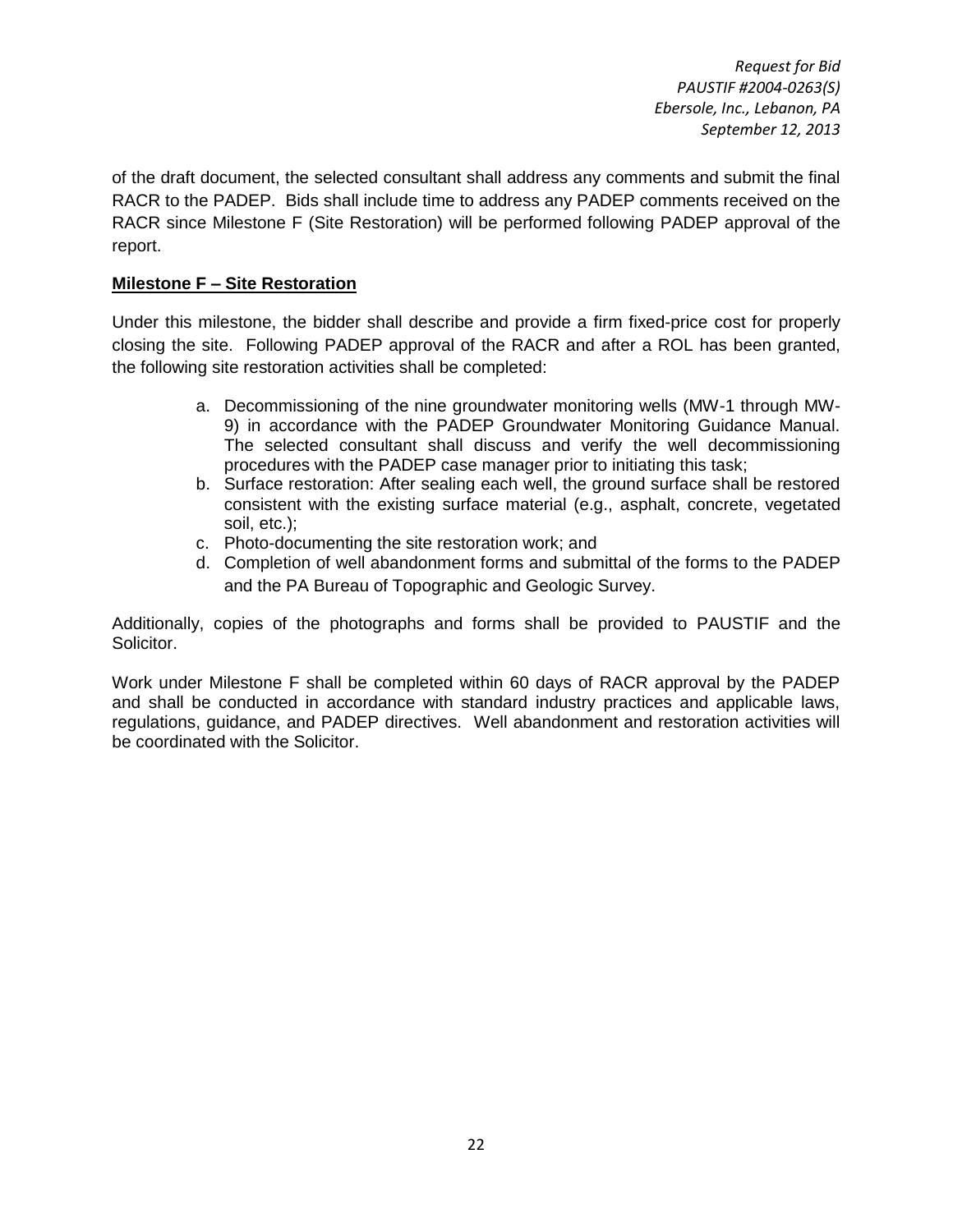of the draft document, the selected consultant shall address any comments and submit the final RACR to the PADEP. Bids shall include time to address any PADEP comments received on the RACR since Milestone F (Site Restoration) will be performed following PADEP approval of the report.

**Milestone F – Site Restoration**

Under this milestone, the bidder shall describe and provide a firm fixed-price cost for properly closing the site. Following PADEP approval of the RACR and after a ROL has been granted, the following site restoration activities shall be completed:

a. Decommissioning of the nine groundwater monitoring wells (MW-1 through MW-9) in accordance with the PADEP Groundwater Monitoring Guidance Manual. The selected consultant shall discuss and verify the well decommissioning procedures with the PADEP case manager prior to initiating this task;
b. Surface restoration: After sealing each well, the ground surface shall be restored consistent with the existing surface material (e.g., asphalt, concrete, vegetated soil, etc.);
c. Photo-documenting the site restoration work; and
d. Completion of well abandonment forms and submittal of the forms to the PADEP and the PA Bureau of Topographic and Geologic Survey.

Additionally, copies of the photographs and forms shall be provided to PAUSTIF and the Solicitor.

Work under Milestone F shall be completed within 60 days of RACR approval by the PADEP and shall be conducted in accordance with standard industry practices and applicable laws, regulations, guidance, and PADEP directives. Well abandonment and restoration activities will be coordinated with the Solicitor.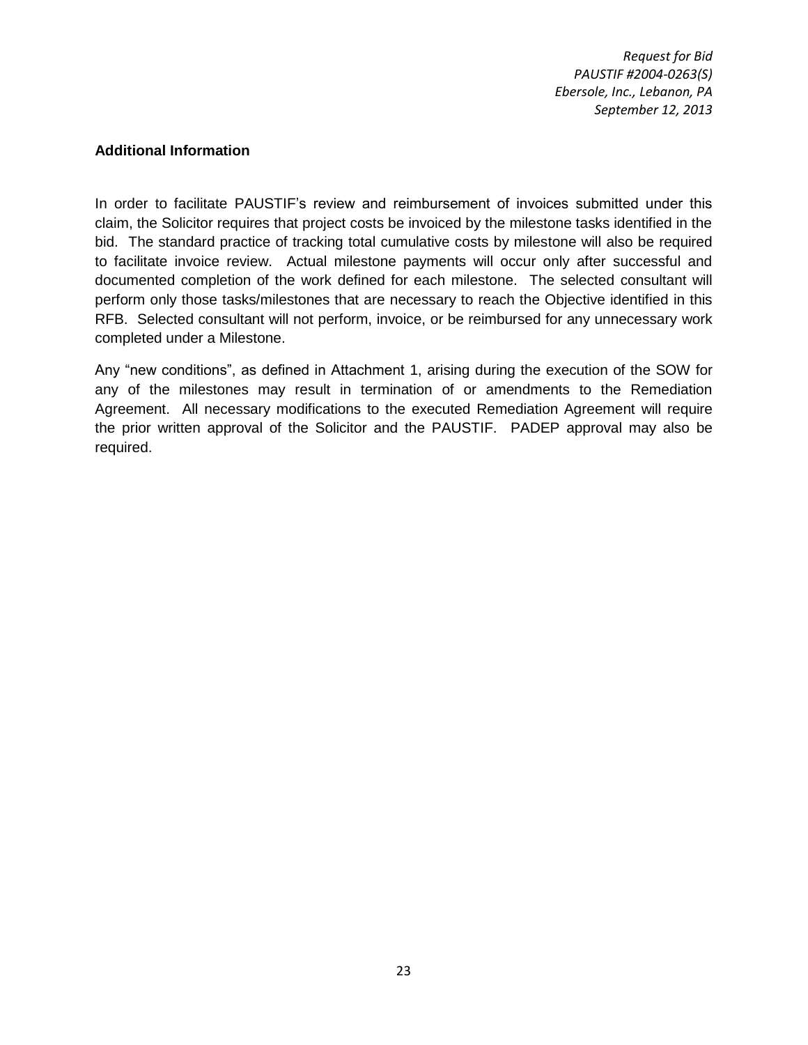## Additional Information

In order to facilitate PAUSTIF's review and reimbursement of invoices submitted under this claim, the Solicitor requires that project costs be invoiced by the milestone tasks identified in the bid. The standard practice of tracking total cumulative costs by milestone will also be required to facilitate invoice review. Actual milestone payments will occur only after successful and documented completion of the work defined for each milestone. The selected consultant will perform only those tasks/milestones that are necessary to reach the Objective identified in this RFB. Selected consultant will not perform, invoice, or be reimbursed for any unnecessary work completed under a Milestone.

Any "new conditions", as defined in Attachment 1, arising during the execution of the SOW for any of the milestones may result in termination of or amendments to the Remediation Agreement. All necessary modifications to the executed Remediation Agreement will require the prior written approval of the Solicitor and the PAUSTIF. PADEP approval may also be required.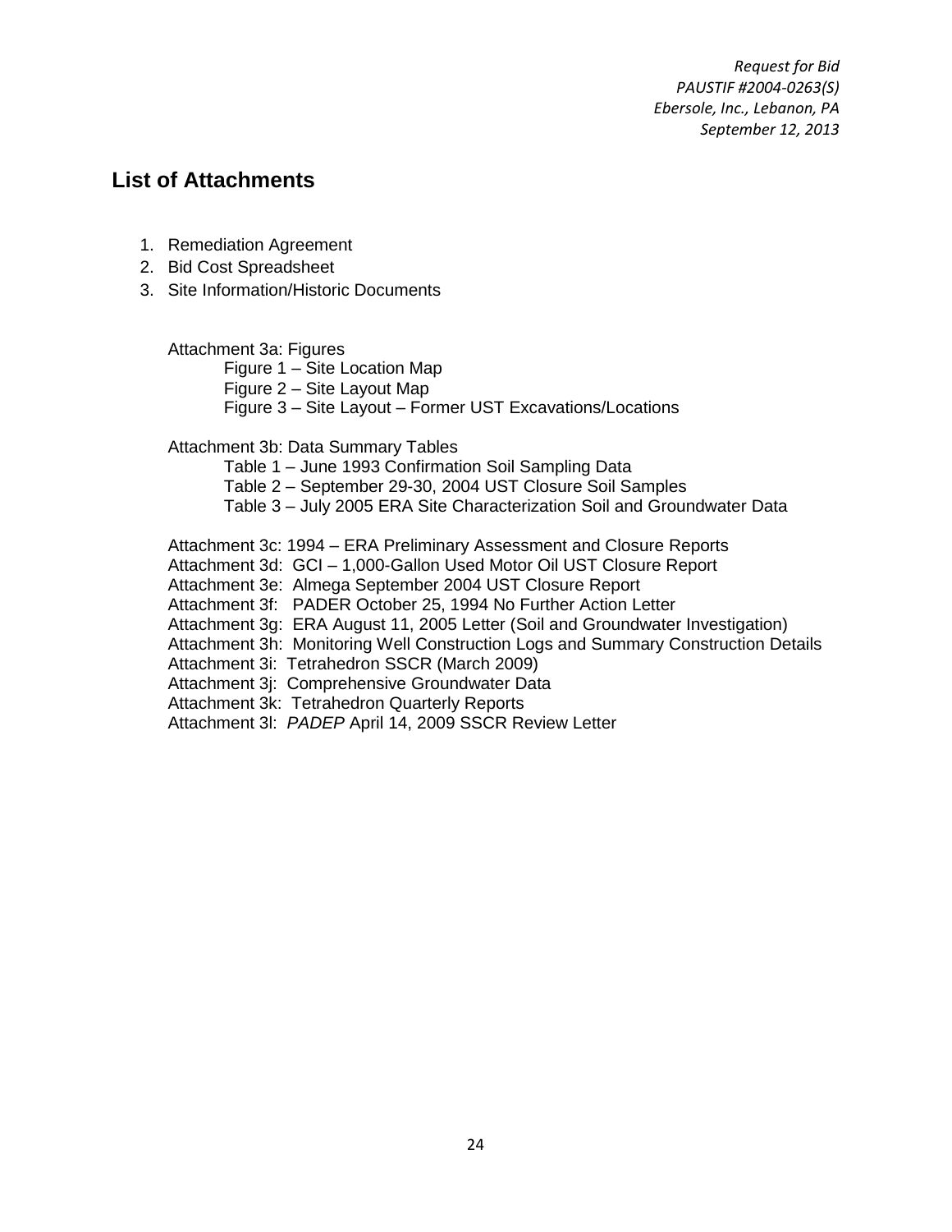## List of Attachments

1. Remediation Agreement
2. Bid Cost Spreadsheet
3. Site Information/Historic Documents

Attachment 3a: Figures
- Figure 1 – Site Location Map
- Figure 2 – Site Layout Map
- Figure 3 – Site Layout – Former UST Excavations/Locations

Attachment 3b: Data Summary Tables
- Table 1 – June 1993 Confirmation Soil Sampling Data
- Table 2 – September 29-30, 2004 UST Closure Soil Samples
- Table 3 – July 2005 ERA Site Characterization Soil and Groundwater Data

Attachment 3c: 1994 – ERA Preliminary Assessment and Closure Reports
Attachment 3d: GCI – 1,000-Gallon Used Motor Oil UST Closure Report
Attachment 3e: Almega September 2004 UST Closure Report
Attachment 3f: PADER October 25, 1994 No Further Action Letter
Attachment 3g: ERA August 11, 2005 Letter (Soil and Groundwater Investigation)
Attachment 3h: Monitoring Well Construction Logs and Summary Construction Details
Attachment 3i: Tetrahedron SSCR (March 2009)
Attachment 3j: Comprehensive Groundwater Data
Attachment 3k: Tetrahedron Quarterly Reports
Attachment 3l: *PADEP* April 14, 2009 SSCR Review Letter